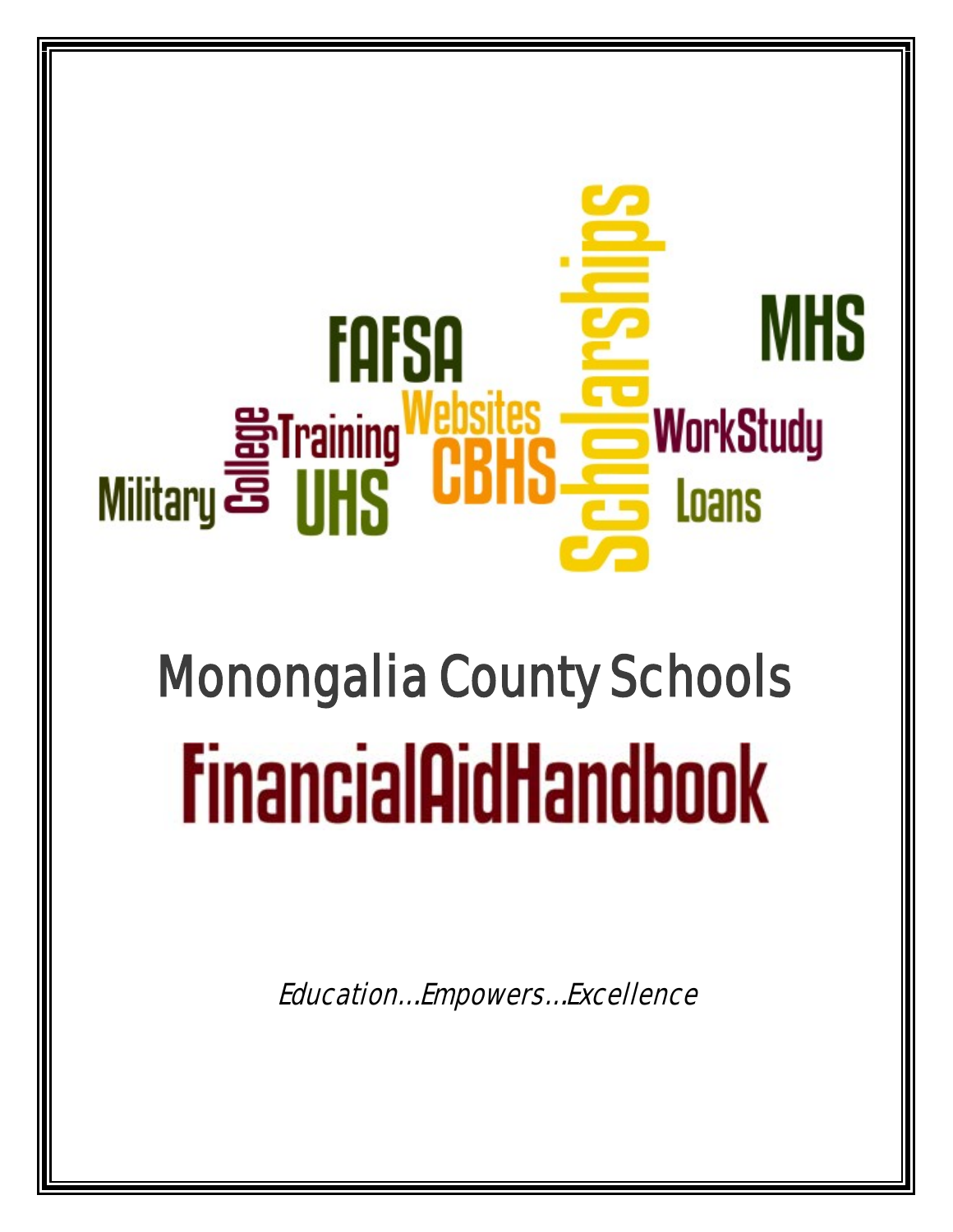FAFSA MHS Websites Scholarships Training WorkStudy College Military UHS CBHS Loans

# Monongalia County Schools

# FinancialAidHandbook

*Education…Empowers…Excellence*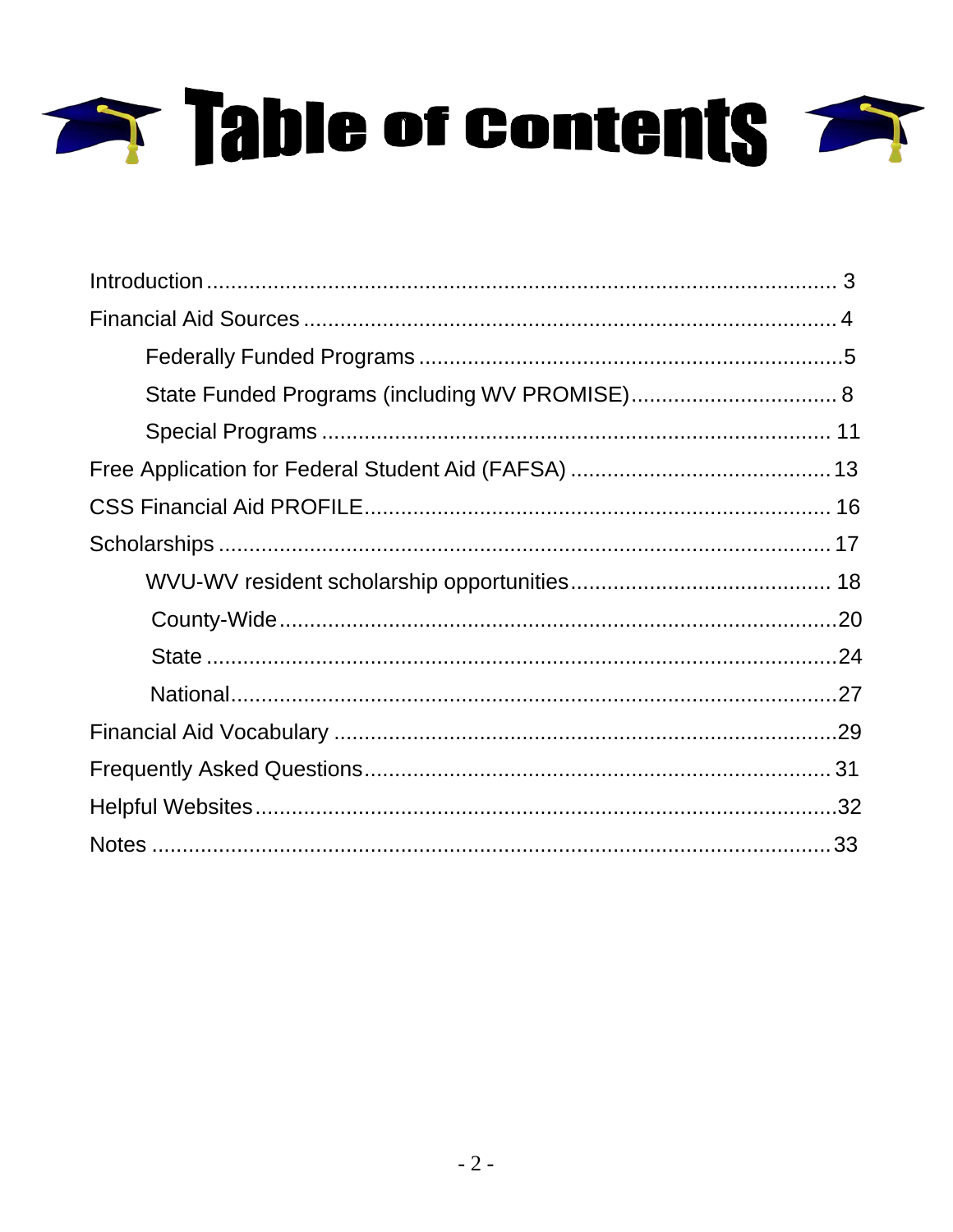# Table of Contents

Introduction ........................................................................................................ 3

Financial Aid Sources ........................................................................................ 4

- Federally Funded Programs ..................................................................... 5
- State Funded Programs (including WV PROMISE).................................. 8
- Special Programs .................................................................................... 11

Free Application for Federal Student Aid (FAFSA) ........................................... 13

CSS Financial Aid PROFILE............................................................................. 16

Scholarships ..................................................................................................... 17

- WVU-WV resident scholarship opportunities........................................... 18
  - County-Wide ............................................................................................ 20
  - State ........................................................................................................ 24
  - National.................................................................................................... 27

Financial Aid Vocabulary ................................................................................... 29

Frequently Asked Questions.............................................................................. 31

Helpful Websites................................................................................................. 32

Notes .................................................................................................................. 33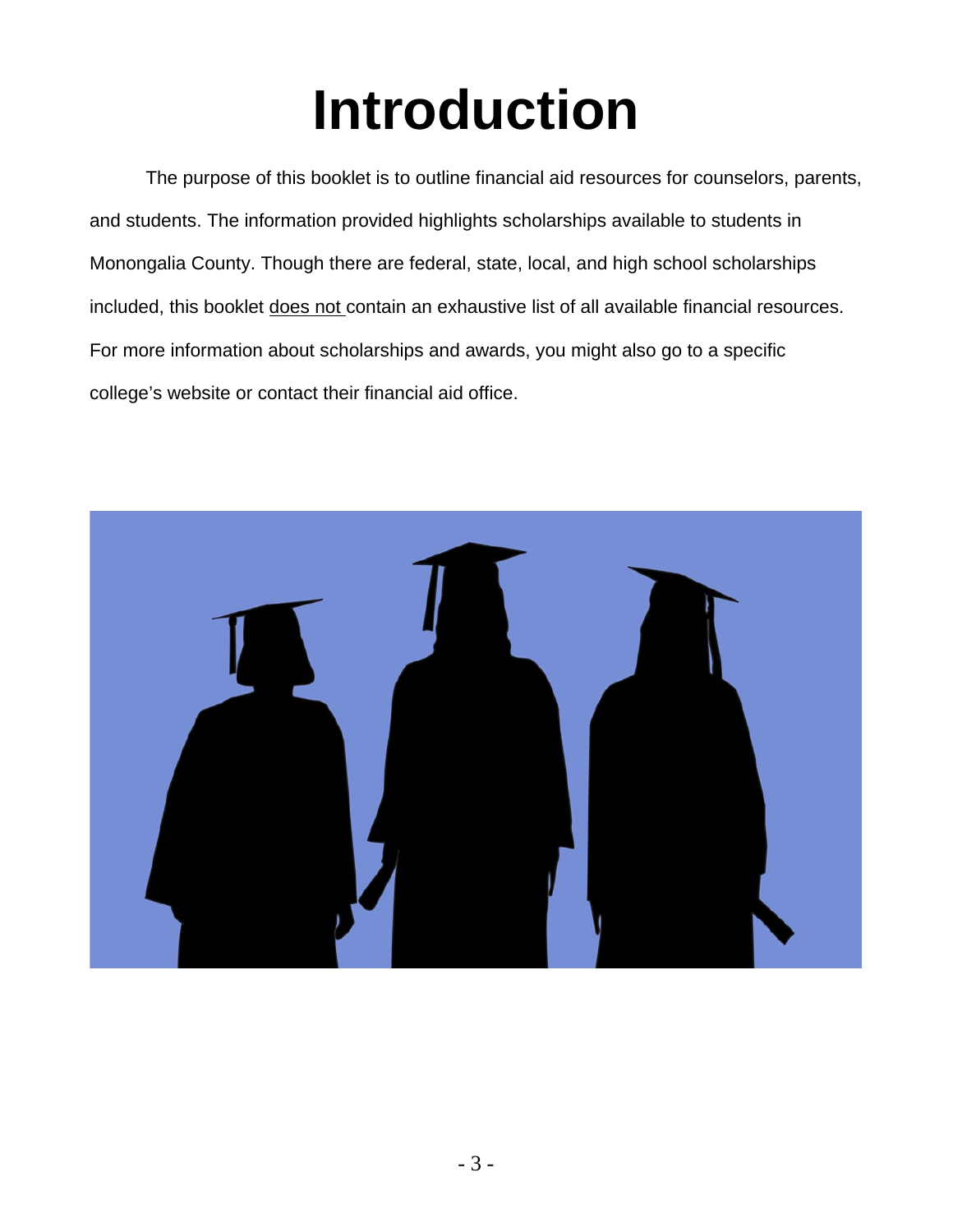# Introduction

The purpose of this booklet is to outline financial aid resources for counselors, parents, and students. The information provided highlights scholarships available to students in Monongalia County. Though there are federal, state, local, and high school scholarships included, this booklet <u>does not</u> contain an exhaustive list of all available financial resources. For more information about scholarships and awards, you might also go to a specific college's website or contact their financial aid office.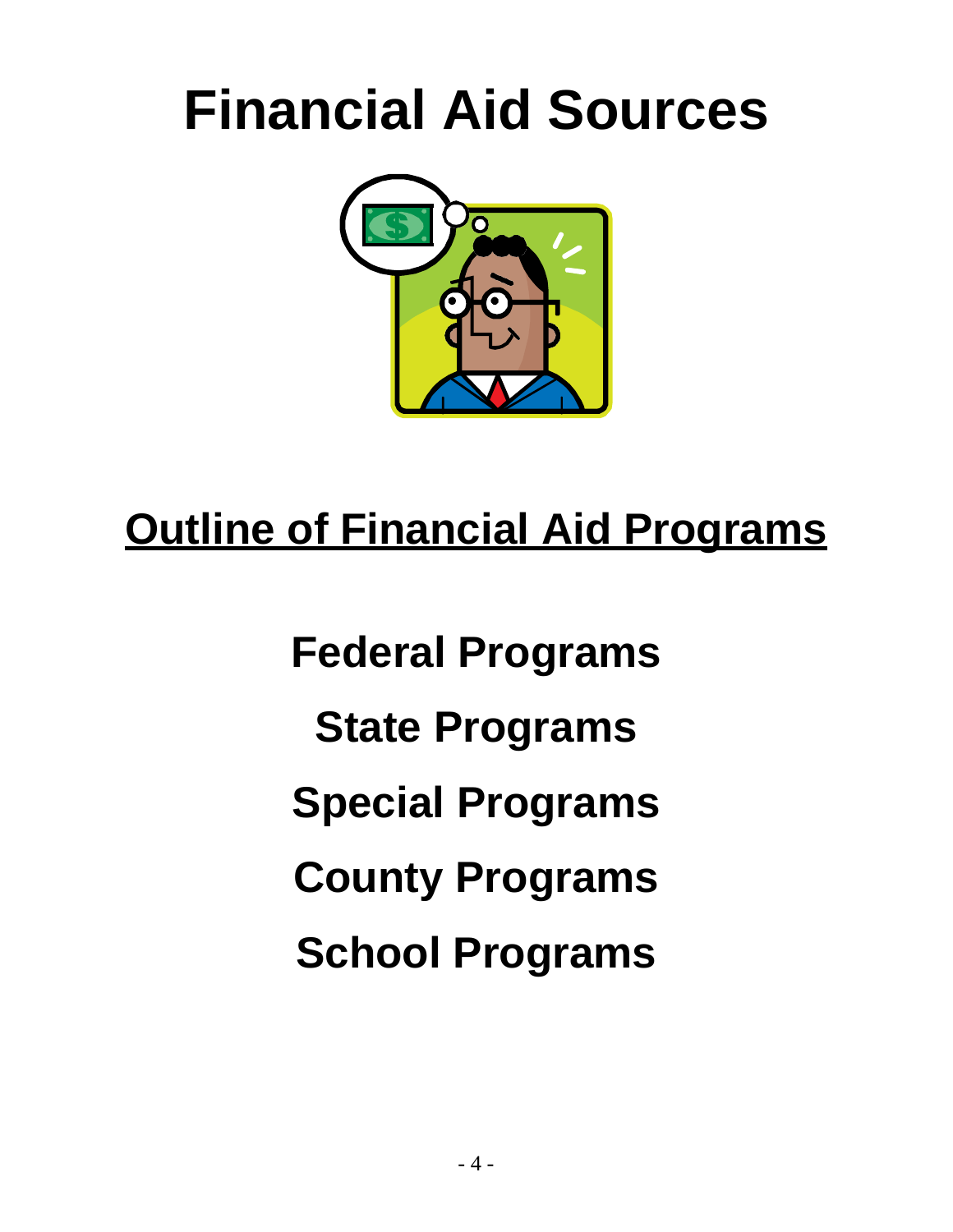# Financial Aid Sources

## Outline of Financial Aid Programs

**Federal Programs**

**State Programs**

**Special Programs**

**County Programs**

**School Programs**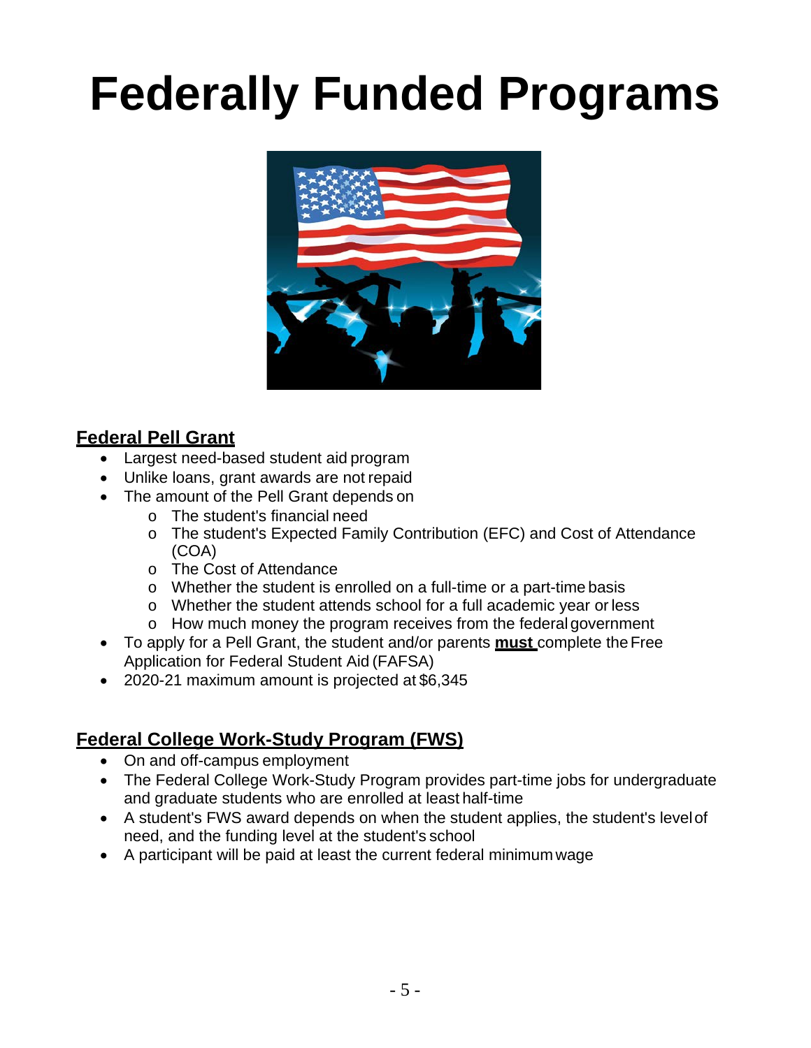# Federally Funded Programs

## Federal Pell Grant

- Largest need-based student aid program
- Unlike loans, grant awards are not repaid
- The amount of the Pell Grant depends on
  - The student's financial need
  - The student's Expected Family Contribution (EFC) and Cost of Attendance (COA)
  - The Cost of Attendance
  - Whether the student is enrolled on a full-time or a part-time basis
  - Whether the student attends school for a full academic year or less
  - How much money the program receives from the federal government
- To apply for a Pell Grant, the student and/or parents **must** complete the Free Application for Federal Student Aid (FAFSA)
- 2020-21 maximum amount is projected at $6,345

## Federal College Work-Study Program (FWS)

- On and off-campus employment
- The Federal College Work-Study Program provides part-time jobs for undergraduate and graduate students who are enrolled at least half-time
- A student's FWS award depends on when the student applies, the student's level of need, and the funding level at the student's school
- A participant will be paid at least the current federal minimum wage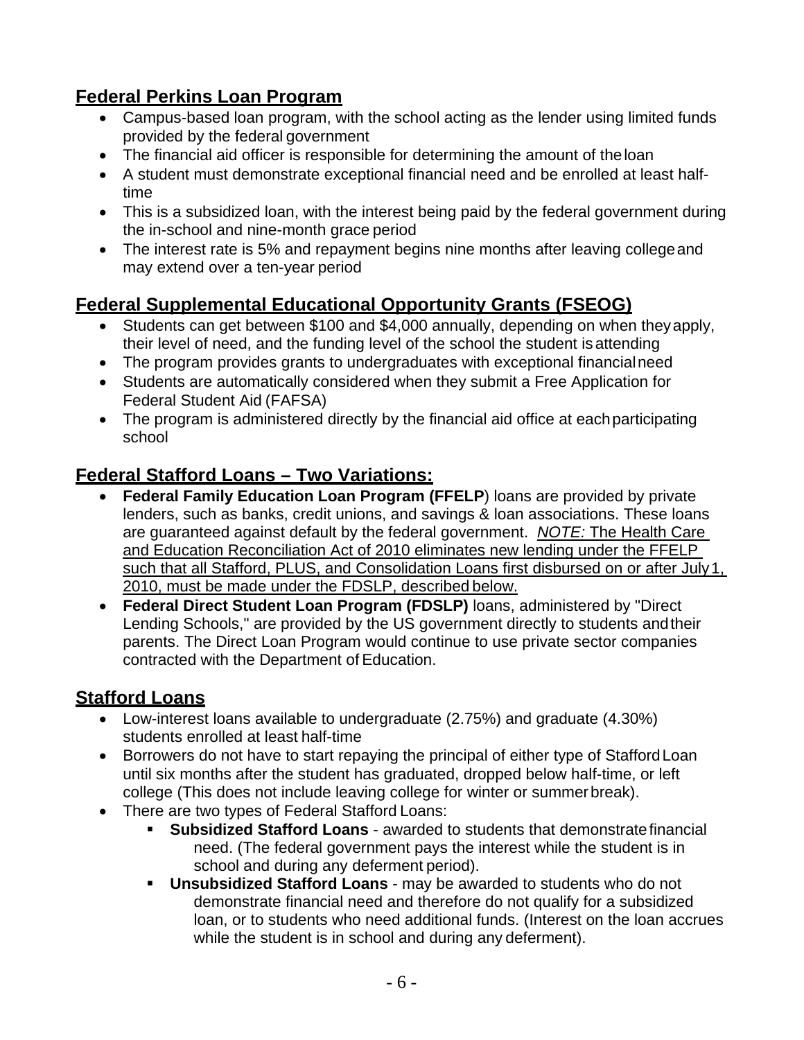## Federal Perkins Loan Program

- Campus-based loan program, with the school acting as the lender using limited funds provided by the federal government
- The financial aid officer is responsible for determining the amount of the loan
- A student must demonstrate exceptional financial need and be enrolled at least half-time
- This is a subsidized loan, with the interest being paid by the federal government during the in-school and nine-month grace period
- The interest rate is 5% and repayment begins nine months after leaving college and may extend over a ten-year period

## Federal Supplemental Educational Opportunity Grants (FSEOG)

- Students can get between $100 and $4,000 annually, depending on when they apply, their level of need, and the funding level of the school the student is attending
- The program provides grants to undergraduates with exceptional financial need
- Students are automatically considered when they submit a Free Application for Federal Student Aid (FAFSA)
- The program is administered directly by the financial aid office at each participating school

## Federal Stafford Loans – Two Variations:

- **Federal Family Education Loan Program (FFELP**) loans are provided by private lenders, such as banks, credit unions, and savings & loan associations. These loans are guaranteed against default by the federal government. *NOTE:* The Health Care and Education Reconciliation Act of 2010 eliminates new lending under the FFELP such that all Stafford, PLUS, and Consolidation Loans first disbursed on or after July 1, 2010, must be made under the FDSLP, described below.
- **Federal Direct Student Loan Program (FDSLP)** loans, administered by "Direct Lending Schools," are provided by the US government directly to students and their parents. The Direct Loan Program would continue to use private sector companies contracted with the Department of Education.

## Stafford Loans

- Low-interest loans available to undergraduate (2.75%) and graduate (4.30%) students enrolled at least half-time
- Borrowers do not have to start repaying the principal of either type of Stafford Loan until six months after the student has graduated, dropped below half-time, or left college (This does not include leaving college for winter or summer break).
- There are two types of Federal Stafford Loans:
  - **Subsidized Stafford Loans** - awarded to students that demonstrate financial need. (The federal government pays the interest while the student is in school and during any deferment period).
  - **Unsubsidized Stafford Loans** - may be awarded to students who do not demonstrate financial need and therefore do not qualify for a subsidized loan, or to students who need additional funds. (Interest on the loan accrues while the student is in school and during any deferment).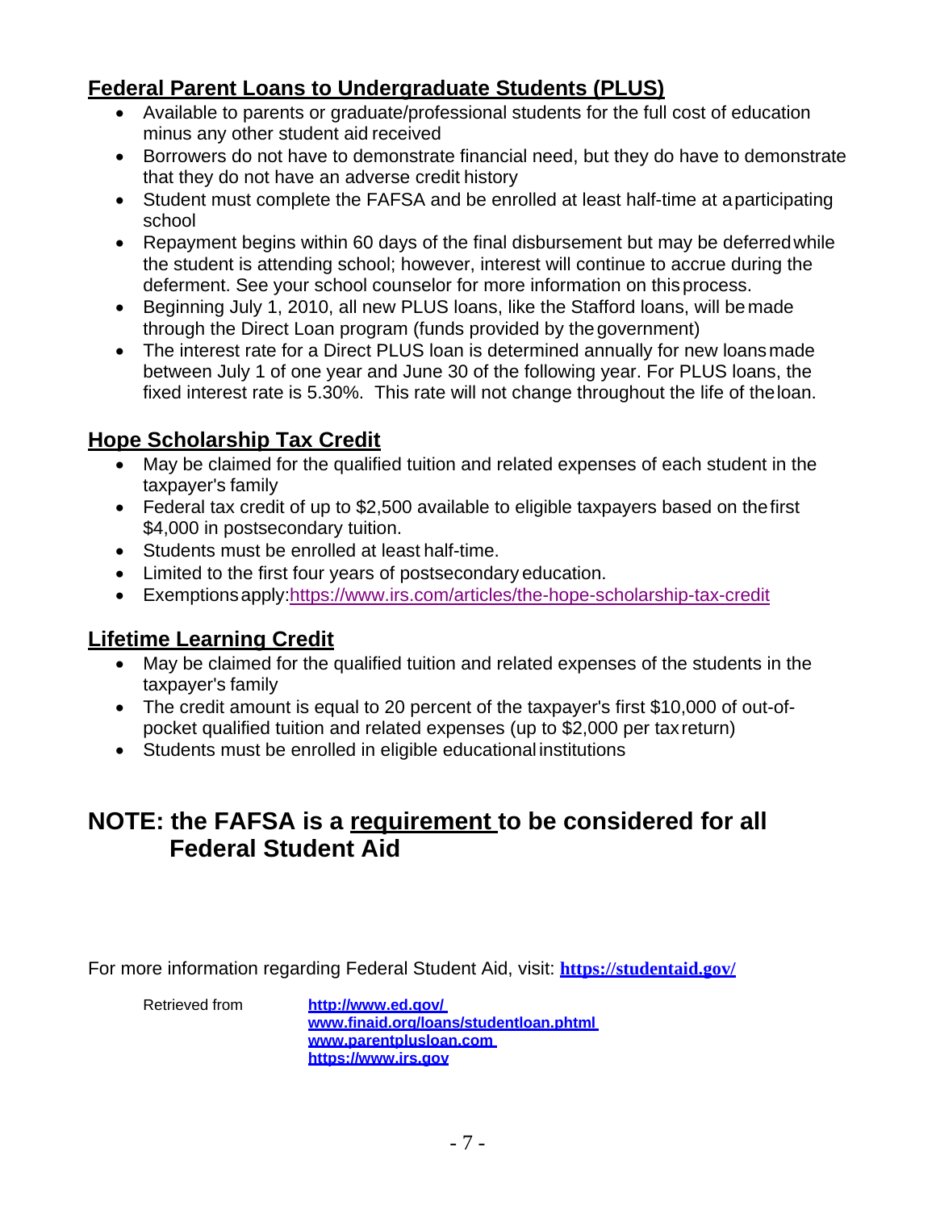## Federal Parent Loans to Undergraduate Students (PLUS)

- Available to parents or graduate/professional students for the full cost of education minus any other student aid received
- Borrowers do not have to demonstrate financial need, but they do have to demonstrate that they do not have an adverse credit history
- Student must complete the FAFSA and be enrolled at least half-time at a participating school
- Repayment begins within 60 days of the final disbursement but may be deferred while the student is attending school; however, interest will continue to accrue during the deferment. See your school counselor for more information on this process.
- Beginning July 1, 2010, all new PLUS loans, like the Stafford loans, will be made through the Direct Loan program (funds provided by the government)
- The interest rate for a Direct PLUS loan is determined annually for new loans made between July 1 of one year and June 30 of the following year. For PLUS loans, the fixed interest rate is 5.30%. This rate will not change throughout the life of the loan.

## Hope Scholarship Tax Credit

- May be claimed for the qualified tuition and related expenses of each student in the taxpayer's family
- Federal tax credit of up to $2,500 available to eligible taxpayers based on the first $4,000 in postsecondary tuition.
- Students must be enrolled at least half-time.
- Limited to the first four years of postsecondary education.
- Exemptions apply: https://www.irs.com/articles/the-hope-scholarship-tax-credit

## Lifetime Learning Credit

- May be claimed for the qualified tuition and related expenses of the students in the taxpayer's family
- The credit amount is equal to 20 percent of the taxpayer's first $10,000 of out-of-pocket qualified tuition and related expenses (up to $2,000 per tax return)
- Students must be enrolled in eligible educational institutions

## NOTE: the FAFSA is a requirement to be considered for all Federal Student Aid

For more information regarding Federal Student Aid, visit: **https://studentaid.gov/**

Retrieved from
**http://www.ed.gov/**
**www.finaid.org/loans/studentloan.phtml**
**www.parentplusloan.com**
**https://www.irs.gov**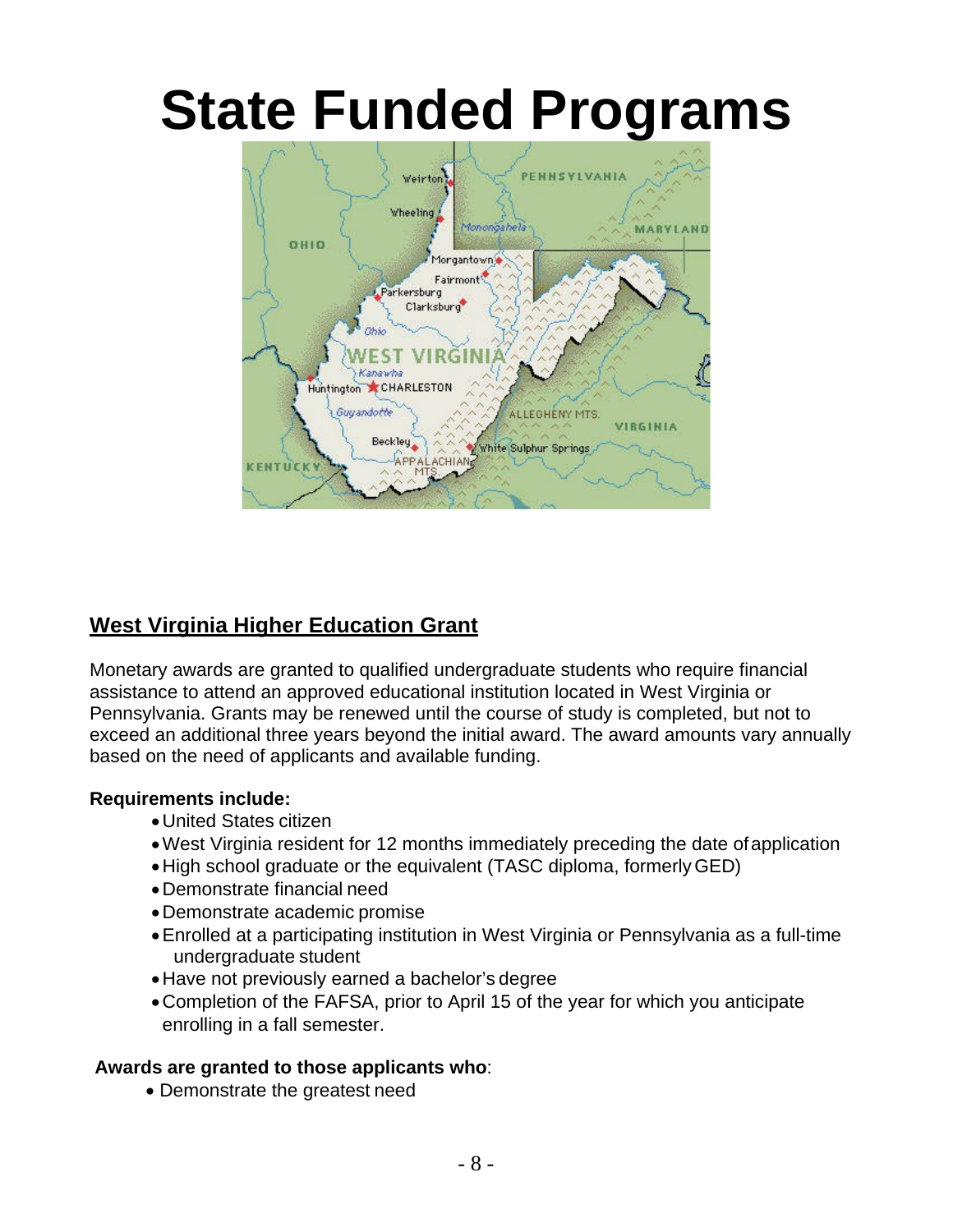# State Funded Programs

## West Virginia Higher Education Grant

Monetary awards are granted to qualified undergraduate students who require financial assistance to attend an approved educational institution located in West Virginia or Pennsylvania. Grants may be renewed until the course of study is completed, but not to exceed an additional three years beyond the initial award. The award amounts vary annually based on the need of applicants and available funding.

**Requirements include:**

- United States citizen
- West Virginia resident for 12 months immediately preceding the date of application
- High school graduate or the equivalent (TASC diploma, formerly GED)
- Demonstrate financial need
- Demonstrate academic promise
- Enrolled at a participating institution in West Virginia or Pennsylvania as a full-time undergraduate student
- Have not previously earned a bachelor's degree
- Completion of the FAFSA, prior to April 15 of the year for which you anticipate enrolling in a fall semester.

**Awards are granted to those applicants who**:

- Demonstrate the greatest need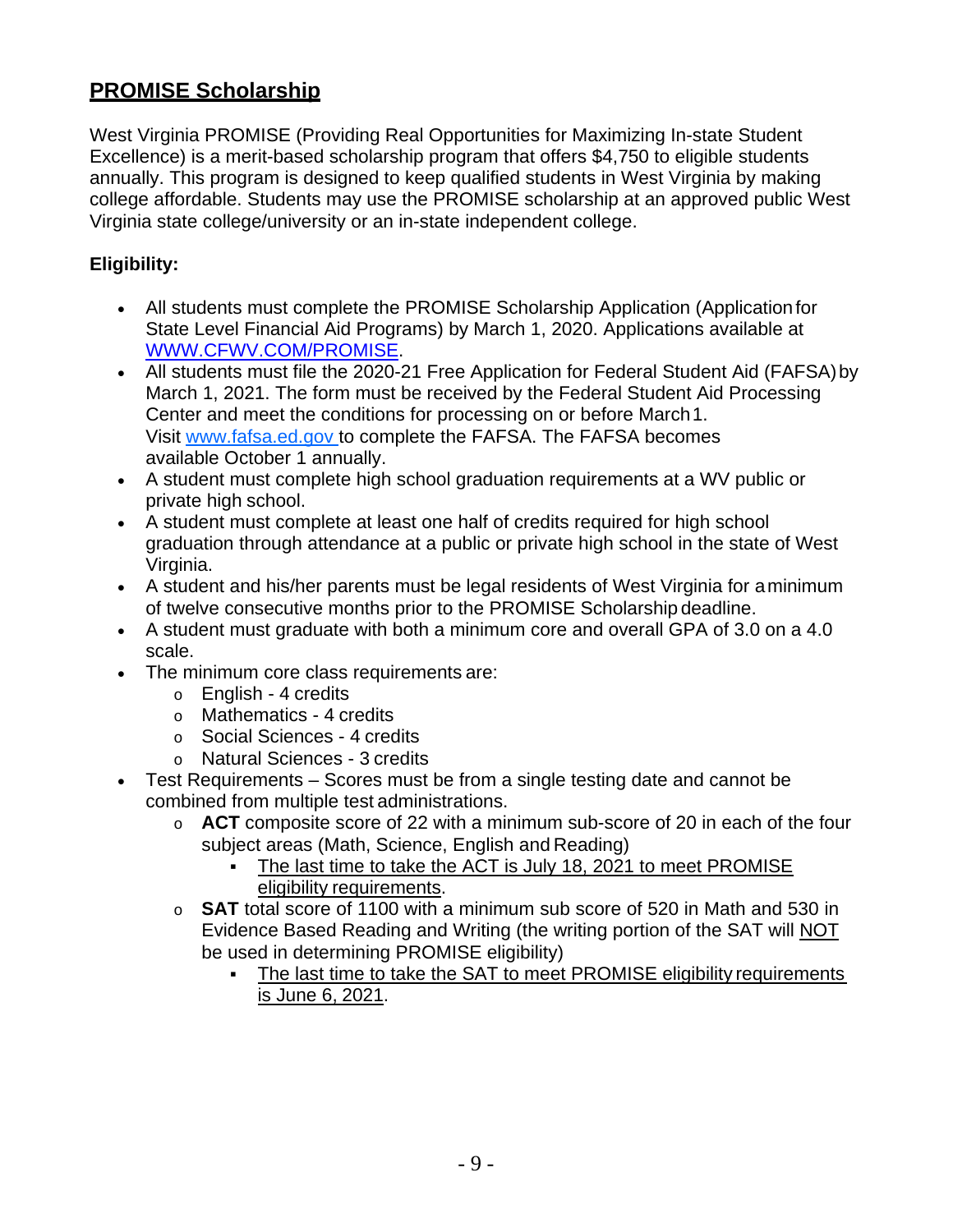## PROMISE Scholarship

West Virginia PROMISE (Providing Real Opportunities for Maximizing In-state Student Excellence) is a merit-based scholarship program that offers $4,750 to eligible students annually. This program is designed to keep qualified students in West Virginia by making college affordable. Students may use the PROMISE scholarship at an approved public West Virginia state college/university or an in-state independent college.

**Eligibility:**

- All students must complete the PROMISE Scholarship Application (Application for State Level Financial Aid Programs) by March 1, 2020. Applications available at [WWW.CFWV.COM/PROMISE](http://WWW.CFWV.COM/PROMISE).
- All students must file the 2020-21 Free Application for Federal Student Aid (FAFSA) by March 1, 2021. The form must be received by the Federal Student Aid Processing Center and meet the conditions for processing on or before March 1. Visit [www.fafsa.ed.gov](http://www.fafsa.ed.gov) to complete the FAFSA. The FAFSA becomes available October 1 annually.
- A student must complete high school graduation requirements at a WV public or private high school.
- A student must complete at least one half of credits required for high school graduation through attendance at a public or private high school in the state of West Virginia.
- A student and his/her parents must be legal residents of West Virginia for a minimum of twelve consecutive months prior to the PROMISE Scholarship deadline.
- A student must graduate with both a minimum core and overall GPA of 3.0 on a 4.0 scale.
- The minimum core class requirements are:
  - English - 4 credits
  - Mathematics - 4 credits
  - Social Sciences - 4 credits
  - Natural Sciences - 3 credits
- Test Requirements – Scores must be from a single testing date and cannot be combined from multiple test administrations.
  - **ACT** composite score of 22 with a minimum sub-score of 20 in each of the four subject areas (Math, Science, English and Reading)
    - <u>The last time to take the ACT is July 18, 2021 to meet PROMISE eligibility requirements</u>.
  - **SAT** total score of 1100 with a minimum sub score of 520 in Math and 530 in Evidence Based Reading and Writing (the writing portion of the SAT will <u>NOT</u> be used in determining PROMISE eligibility)
    - <u>The last time to take the SAT to meet PROMISE eligibility requirements is June 6, 2021</u>.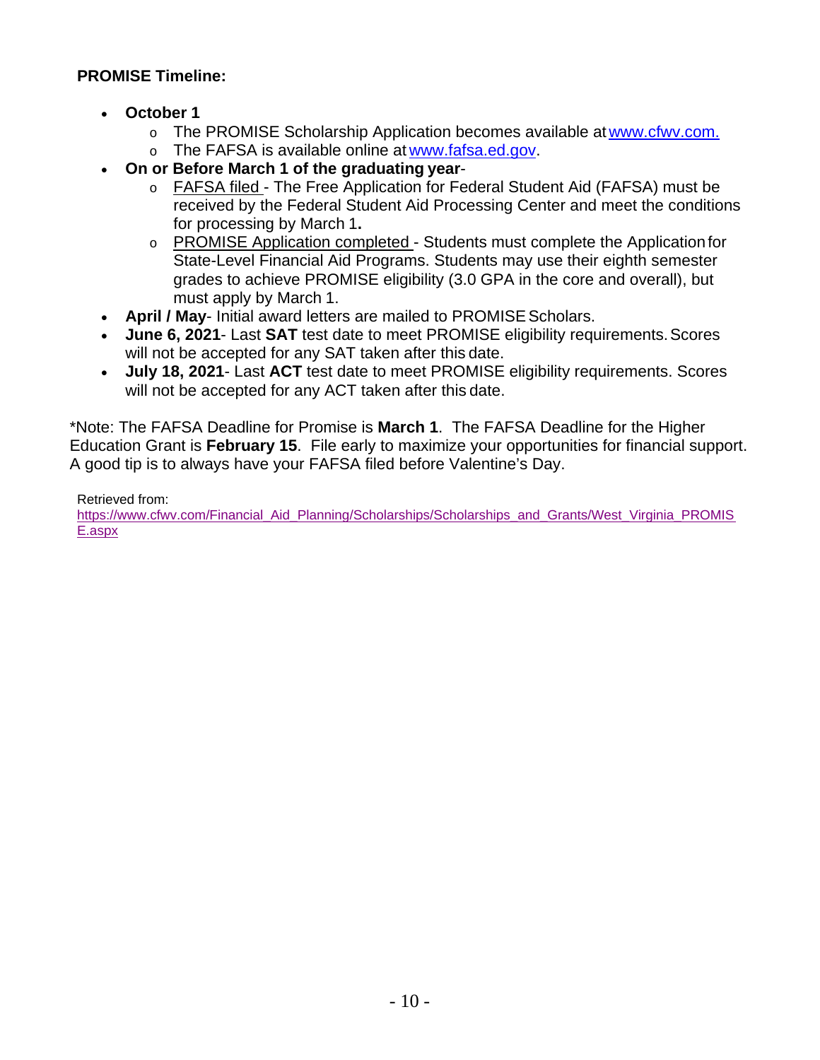**PROMISE Timeline:**

- **October 1**
  - The PROMISE Scholarship Application becomes available at [www.cfwv.com.](http://www.cfwv.com)
  - The FAFSA is available online at [www.fafsa.ed.gov](http://www.fafsa.ed.gov).
- **On or Before March 1 of the graduating year**-
  - FAFSA filed - The Free Application for Federal Student Aid (FAFSA) must be received by the Federal Student Aid Processing Center and meet the conditions for processing by March 1**.**
  - PROMISE Application completed - Students must complete the Application for State-Level Financial Aid Programs. Students may use their eighth semester grades to achieve PROMISE eligibility (3.0 GPA in the core and overall), but must apply by March 1.
- **April / May**- Initial award letters are mailed to PROMISE Scholars.
- **June 6, 2021**- Last **SAT** test date to meet PROMISE eligibility requirements. Scores will not be accepted for any SAT taken after this date.
- **July 18, 2021**- Last **ACT** test date to meet PROMISE eligibility requirements. Scores will not be accepted for any ACT taken after this date.

*Note: The FAFSA Deadline for Promise is **March 1**. The FAFSA Deadline for the Higher Education Grant is **February 15**. File early to maximize your opportunities for financial support. A good tip is to always have your FAFSA filed before Valentine's Day.

Retrieved from:
[https://www.cfwv.com/Financial_Aid_Planning/Scholarships/Scholarships_and_Grants/West_Virginia_PROMISE.aspx](https://www.cfwv.com/Financial_Aid_Planning/Scholarships/Scholarships_and_Grants/West_Virginia_PROMISE.aspx)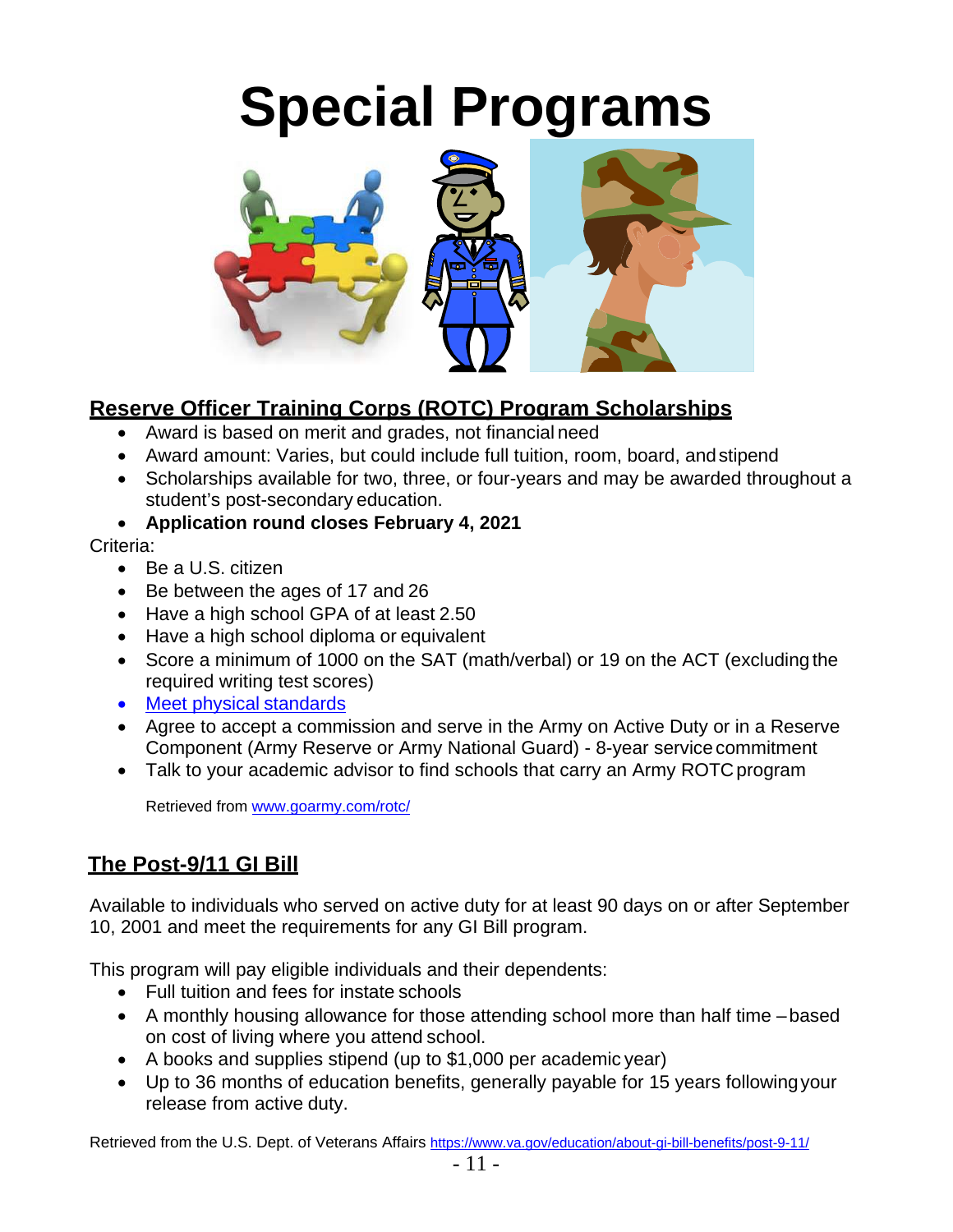# Special Programs

## Reserve Officer Training Corps (ROTC) Program Scholarships

- Award is based on merit and grades, not financial need
- Award amount: Varies, but could include full tuition, room, board, and stipend
- Scholarships available for two, three, or four-years and may be awarded throughout a student's post-secondary education.
- **Application round closes February 4, 2021**

Criteria:

- Be a U.S. citizen
- Be between the ages of 17 and 26
- Have a high school GPA of at least 2.50
- Have a high school diploma or equivalent
- Score a minimum of 1000 on the SAT (math/verbal) or 19 on the ACT (excluding the required writing test scores)
- Meet physical standards
- Agree to accept a commission and serve in the Army on Active Duty or in a Reserve Component (Army Reserve or Army National Guard) - 8-year service commitment
- Talk to your academic advisor to find schools that carry an Army ROTC program

Retrieved from www.goarmy.com/rotc/

## The Post-9/11 GI Bill

Available to individuals who served on active duty for at least 90 days on or after September 10, 2001 and meet the requirements for any GI Bill program.

This program will pay eligible individuals and their dependents:

- Full tuition and fees for instate schools
- A monthly housing allowance for those attending school more than half time – based on cost of living where you attend school.
- A books and supplies stipend (up to $1,000 per academic year)
- Up to 36 months of education benefits, generally payable for 15 years following your release from active duty.

Retrieved from the U.S. Dept. of Veterans Affairs https://www.va.gov/education/about-gi-bill-benefits/post-9-11/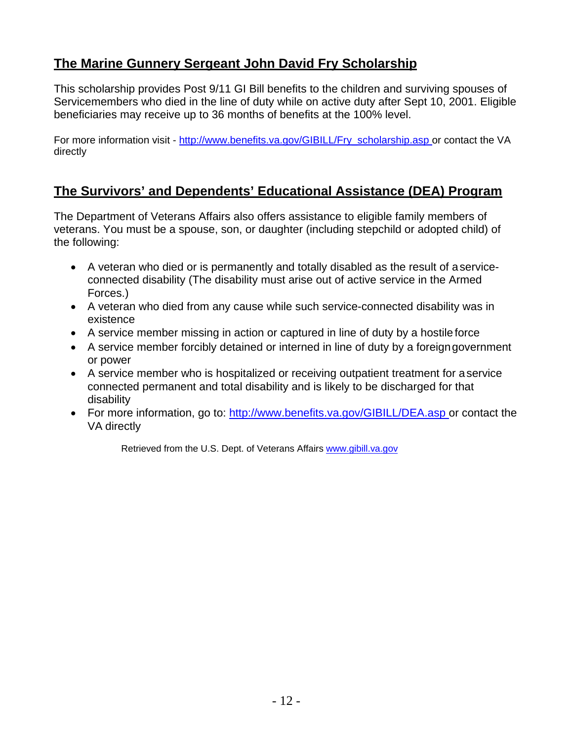## <u>The Marine Gunnery Sergeant John David Fry Scholarship</u>

This scholarship provides Post 9/11 GI Bill benefits to the children and surviving spouses of Servicemembers who died in the line of duty while on active duty after Sept 10, 2001. Eligible beneficiaries may receive up to 36 months of benefits at the 100% level.

For more information visit - http://www.benefits.va.gov/GIBILL/Fry_scholarship.asp or contact the VA directly

## <u>The Survivors' and Dependents' Educational Assistance (DEA) Program</u>

The Department of Veterans Affairs also offers assistance to eligible family members of veterans. You must be a spouse, son, or daughter (including stepchild or adopted child) of the following:

- A veteran who died or is permanently and totally disabled as the result of a service-connected disability (The disability must arise out of active service in the Armed Forces.)
- A veteran who died from any cause while such service-connected disability was in existence
- A service member missing in action or captured in line of duty by a hostile force
- A service member forcibly detained or interned in line of duty by a foreign government or power
- A service member who is hospitalized or receiving outpatient treatment for a service connected permanent and total disability and is likely to be discharged for that disability
- For more information, go to: http://www.benefits.va.gov/GIBILL/DEA.asp or contact the VA directly

Retrieved from the U.S. Dept. of Veterans Affairs www.gibill.va.gov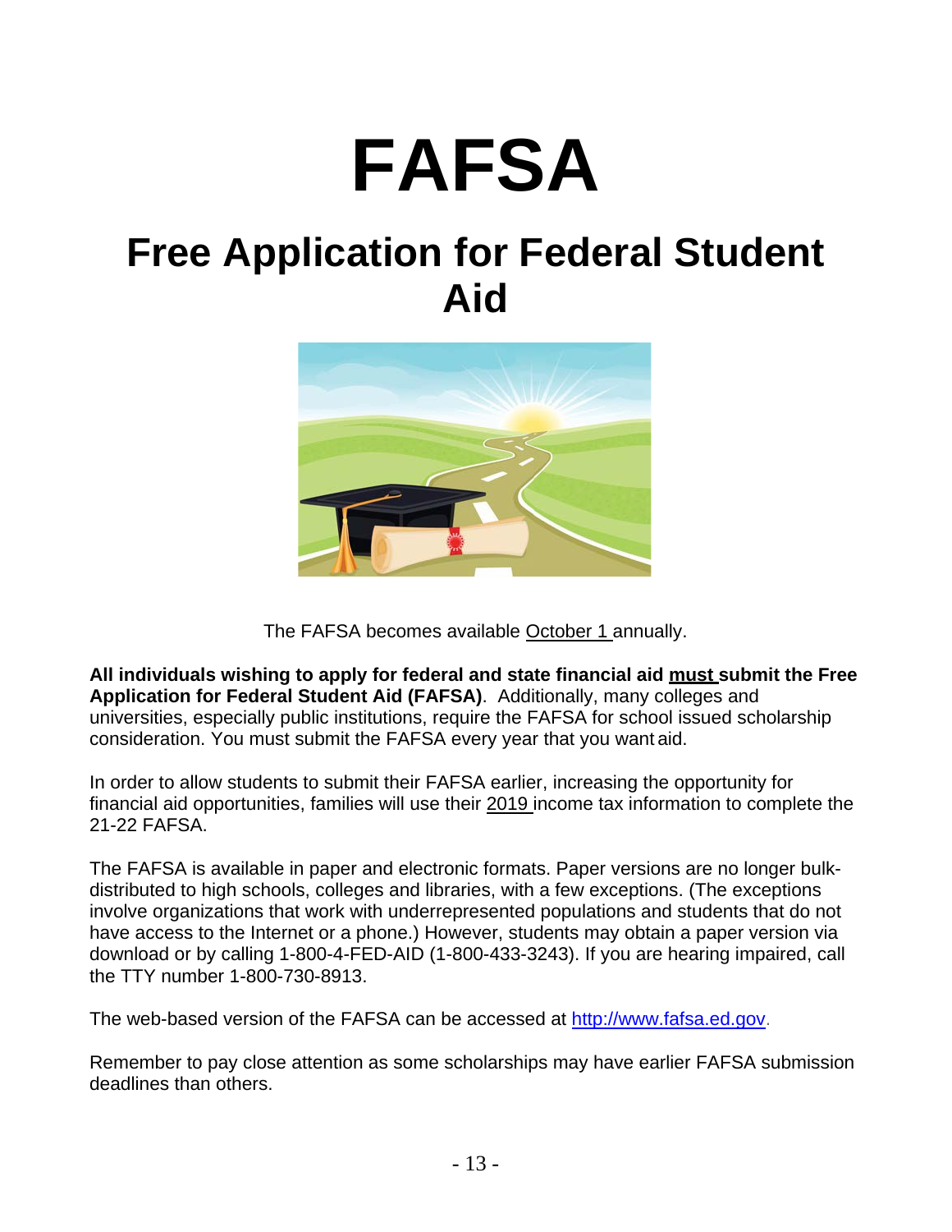# FAFSA

## Free Application for Federal Student Aid

The FAFSA becomes available <u>October 1</u> annually.

**All individuals wishing to apply for federal and state financial aid <u>must</u> submit the Free Application for Federal Student Aid (FAFSA)**. Additionally, many colleges and universities, especially public institutions, require the FAFSA for school issued scholarship consideration. You must submit the FAFSA every year that you want aid.

In order to allow students to submit their FAFSA earlier, increasing the opportunity for financial aid opportunities, families will use their <u>2019</u> income tax information to complete the 21-22 FAFSA.

The FAFSA is available in paper and electronic formats. Paper versions are no longer bulk-distributed to high schools, colleges and libraries, with a few exceptions. (The exceptions involve organizations that work with underrepresented populations and students that do not have access to the Internet or a phone.) However, students may obtain a paper version via download or by calling 1-800-4-FED-AID (1-800-433-3243). If you are hearing impaired, call the TTY number 1-800-730-8913.

The web-based version of the FAFSA can be accessed at [http://www.fafsa.ed.gov](http://www.fafsa.ed.gov).

Remember to pay close attention as some scholarships may have earlier FAFSA submission deadlines than others.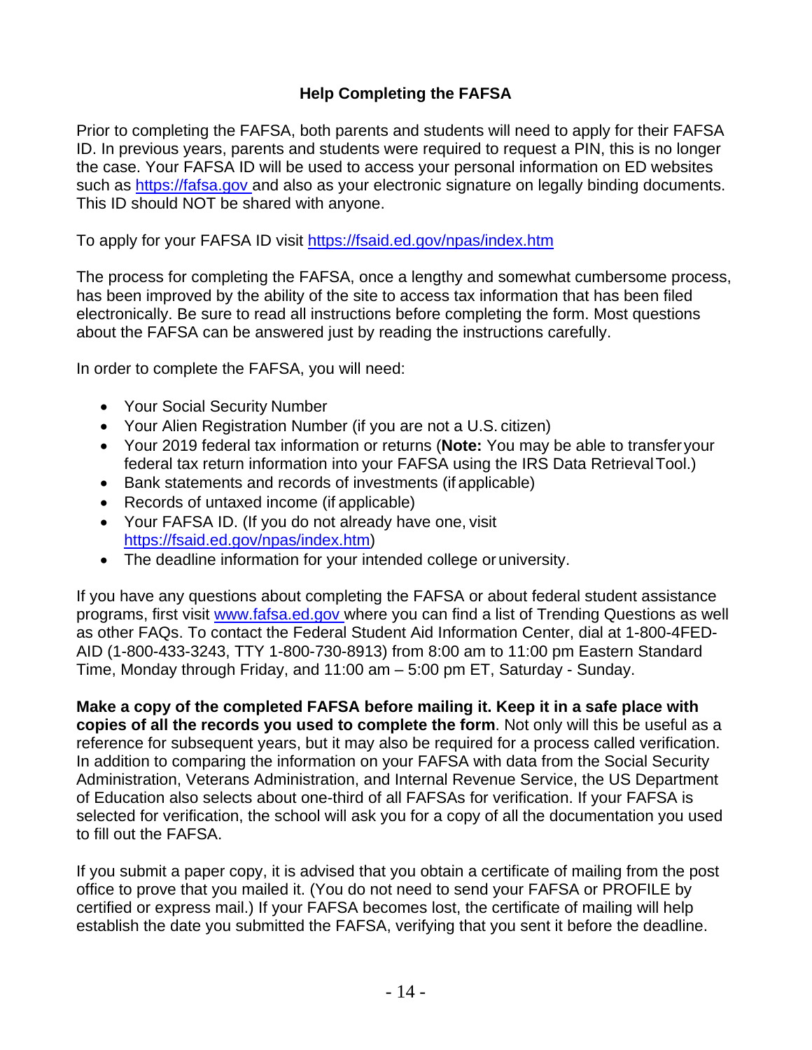## Help Completing the FAFSA

Prior to completing the FAFSA, both parents and students will need to apply for their FAFSA ID. In previous years, parents and students were required to request a PIN, this is no longer the case. Your FAFSA ID will be used to access your personal information on ED websites such as https://fafsa.gov and also as your electronic signature on legally binding documents. This ID should NOT be shared with anyone.

To apply for your FAFSA ID visit https://fsaid.ed.gov/npas/index.htm

The process for completing the FAFSA, once a lengthy and somewhat cumbersome process, has been improved by the ability of the site to access tax information that has been filed electronically. Be sure to read all instructions before completing the form. Most questions about the FAFSA can be answered just by reading the instructions carefully.

In order to complete the FAFSA, you will need:

- Your Social Security Number
- Your Alien Registration Number (if you are not a U.S. citizen)
- Your 2019 federal tax information or returns (**Note:** You may be able to transfer your federal tax return information into your FAFSA using the IRS Data Retrieval Tool.)
- Bank statements and records of investments (if applicable)
- Records of untaxed income (if applicable)
- Your FAFSA ID. (If you do not already have one, visit https://fsaid.ed.gov/npas/index.htm)
- The deadline information for your intended college or university.

If you have any questions about completing the FAFSA or about federal student assistance programs, first visit www.fafsa.ed.gov where you can find a list of Trending Questions as well as other FAQs. To contact the Federal Student Aid Information Center, dial at 1-800-4FED-AID (1-800-433-3243, TTY 1-800-730-8913) from 8:00 am to 11:00 pm Eastern Standard Time, Monday through Friday, and 11:00 am – 5:00 pm ET, Saturday - Sunday.

**Make a copy of the completed FAFSA before mailing it. Keep it in a safe place with copies of all the records you used to complete the form**. Not only will this be useful as a reference for subsequent years, but it may also be required for a process called verification. In addition to comparing the information on your FAFSA with data from the Social Security Administration, Veterans Administration, and Internal Revenue Service, the US Department of Education also selects about one-third of all FAFSAs for verification. If your FAFSA is selected for verification, the school will ask you for a copy of all the documentation you used to fill out the FAFSA.

If you submit a paper copy, it is advised that you obtain a certificate of mailing from the post office to prove that you mailed it. (You do not need to send your FAFSA or PROFILE by certified or express mail.) If your FAFSA becomes lost, the certificate of mailing will help establish the date you submitted the FAFSA, verifying that you sent it before the deadline.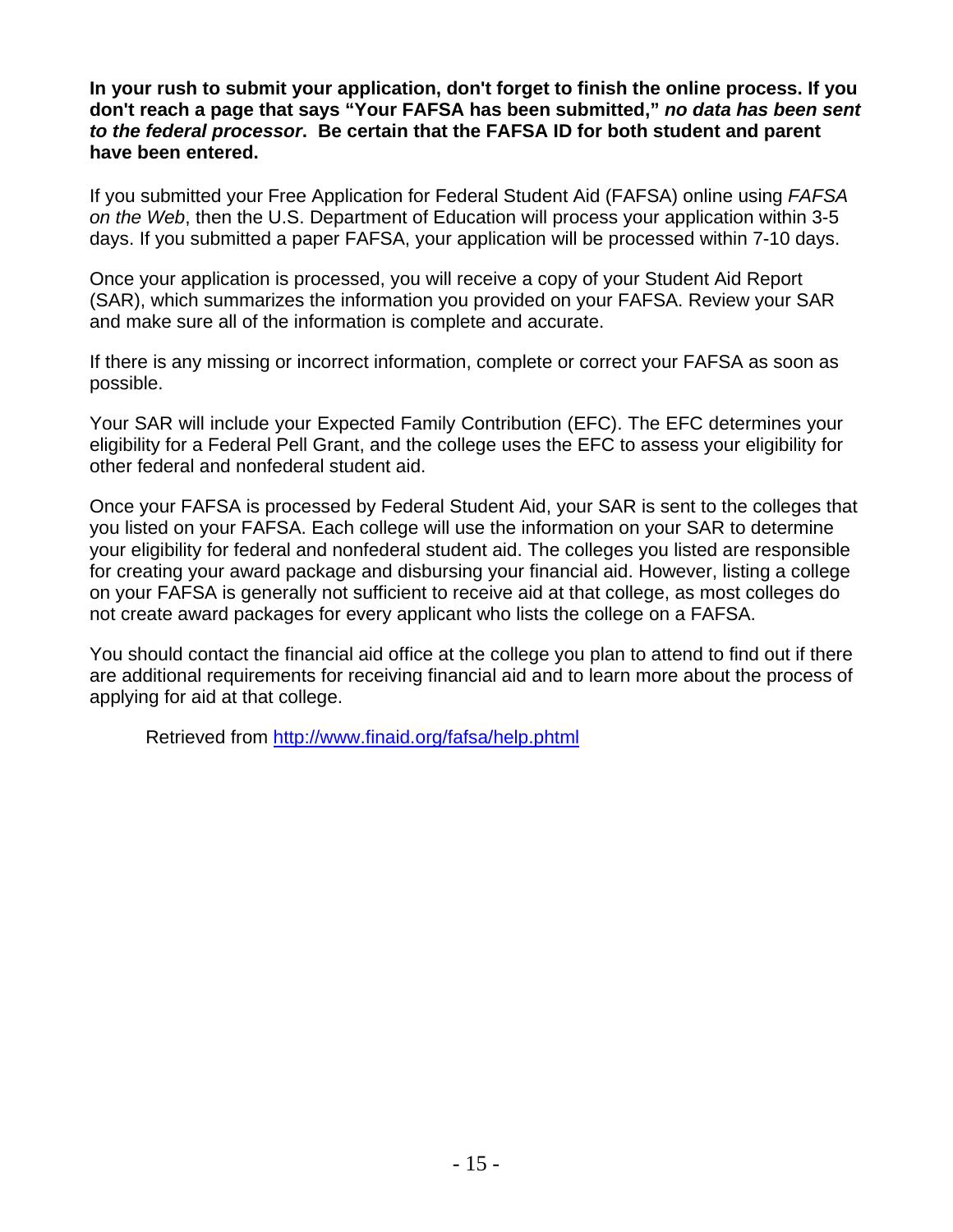**In your rush to submit your application, don't forget to finish the online process. If you don't reach a page that says "Your FAFSA has been submitted,"** ***no data has been sent to the federal processor*****. Be certain that the FAFSA ID for both student and parent have been entered.**

If you submitted your Free Application for Federal Student Aid (FAFSA) online using *FAFSA on the Web*, then the U.S. Department of Education will process your application within 3-5 days. If you submitted a paper FAFSA, your application will be processed within 7-10 days.

Once your application is processed, you will receive a copy of your Student Aid Report (SAR), which summarizes the information you provided on your FAFSA. Review your SAR and make sure all of the information is complete and accurate.

If there is any missing or incorrect information, complete or correct your FAFSA as soon as possible.

Your SAR will include your Expected Family Contribution (EFC). The EFC determines your eligibility for a Federal Pell Grant, and the college uses the EFC to assess your eligibility for other federal and nonfederal student aid.

Once your FAFSA is processed by Federal Student Aid, your SAR is sent to the colleges that you listed on your FAFSA. Each college will use the information on your SAR to determine your eligibility for federal and nonfederal student aid. The colleges you listed are responsible for creating your award package and disbursing your financial aid. However, listing a college on your FAFSA is generally not sufficient to receive aid at that college, as most colleges do not create award packages for every applicant who lists the college on a FAFSA.

You should contact the financial aid office at the college you plan to attend to find out if there are additional requirements for receiving financial aid and to learn more about the process of applying for aid at that college.

Retrieved from [http://www.finaid.org/fafsa/help.phtml](http://www.finaid.org/fafsa/help.phtml)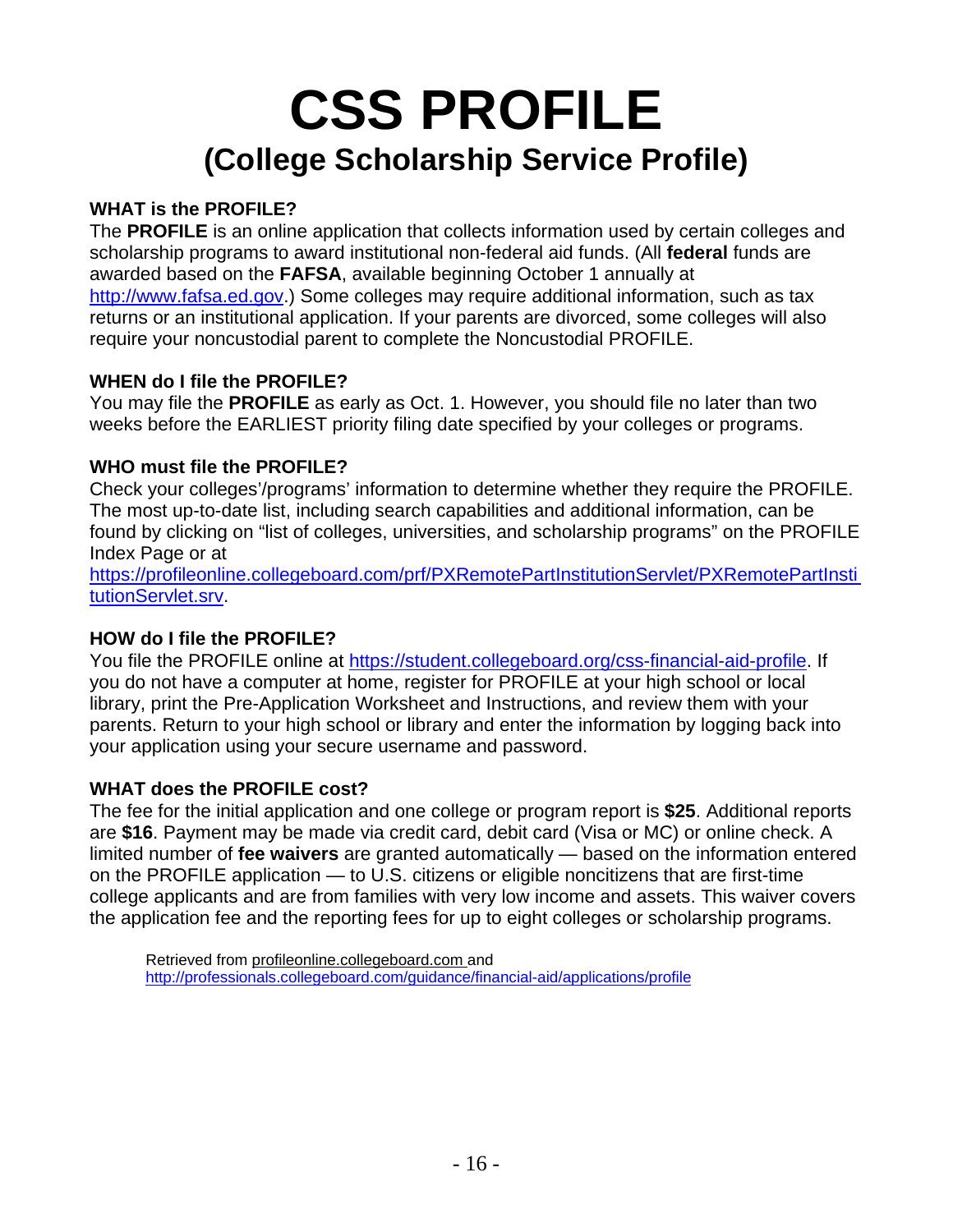# CSS PROFILE

## (College Scholarship Service Profile)

**WHAT is the PROFILE?**

The **PROFILE** is an online application that collects information used by certain colleges and scholarship programs to award institutional non-federal aid funds. (All **federal** funds are awarded based on the **FASFA**, available beginning October 1 annually at http://www.fafsa.ed.gov.) Some colleges may require additional information, such as tax returns or an institutional application. If your parents are divorced, some colleges will also require your noncustodial parent to complete the Noncustodial PROFILE.

**WHEN do I file the PROFILE?**

You may file the **PROFILE** as early as Oct. 1. However, you should file no later than two weeks before the EARLIEST priority filing date specified by your colleges or programs.

**WHO must file the PROFILE?**

Check your colleges'/programs' information to determine whether they require the PROFILE. The most up-to-date list, including search capabilities and additional information, can be found by clicking on "list of colleges, universities, and scholarship programs" on the PROFILE Index Page or at https://profileonline.collegeboard.com/prf/PXRemotePartInstitutionServlet/PXRemotePartInstitutionServlet.srv.

**HOW do I file the PROFILE?**

You file the PROFILE online at https://student.collegeboard.org/css-financial-aid-profile. If you do not have a computer at home, register for PROFILE at your high school or local library, print the Pre-Application Worksheet and Instructions, and review them with your parents. Return to your high school or library and enter the information by logging back into your application using your secure username and password.

**WHAT does the PROFILE cost?**

The fee for the initial application and one college or program report is **$25**. Additional reports are **$16**. Payment may be made via credit card, debit card (Visa or MC) or online check. A limited number of **fee waivers** are granted automatically — based on the information entered on the PROFILE application — to U.S. citizens or eligible noncitizens that are first-time college applicants and are from families with very low income and assets. This waiver covers the application fee and the reporting fees for up to eight colleges or scholarship programs.

Retrieved from profileonline.collegeboard.com and http://professionals.collegeboard.com/guidance/financial-aid/applications/profile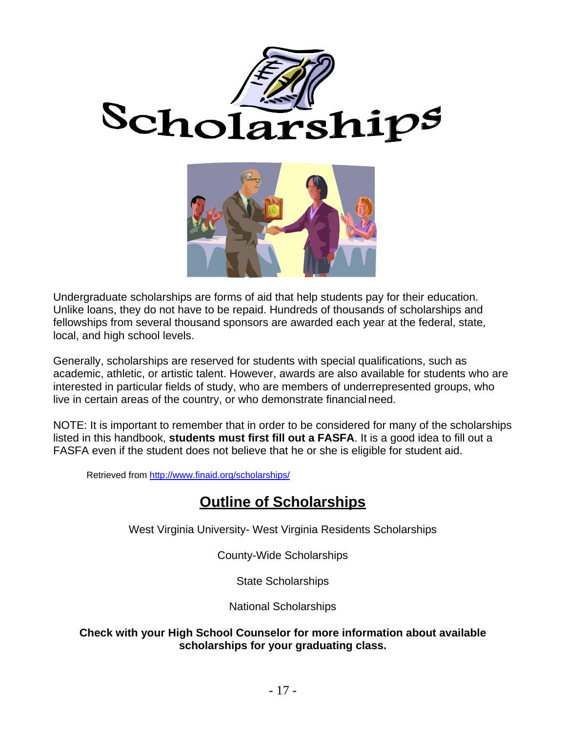# Scholarships

Undergraduate scholarships are forms of aid that help students pay for their education. Unlike loans, they do not have to be repaid. Hundreds of thousands of scholarships and fellowships from several thousand sponsors are awarded each year at the federal, state, local, and high school levels.

Generally, scholarships are reserved for students with special qualifications, such as academic, athletic, or artistic talent. However, awards are also available for students who are interested in particular fields of study, who are members of underrepresented groups, who live in certain areas of the country, or who demonstrate financial need.

NOTE: It is important to remember that in order to be considered for many of the scholarships listed in this handbook, **students must first fill out a FASFA**. It is a good idea to fill out a FASFA even if the student does not believe that he or she is eligible for student aid.

Retrieved from http://www.finaid.org/scholarships/

## Outline of Scholarships

West Virginia University- West Virginia Residents Scholarships

County-Wide Scholarships

State Scholarships

National Scholarships

**Check with your High School Counselor for more information about available scholarships for your graduating class.**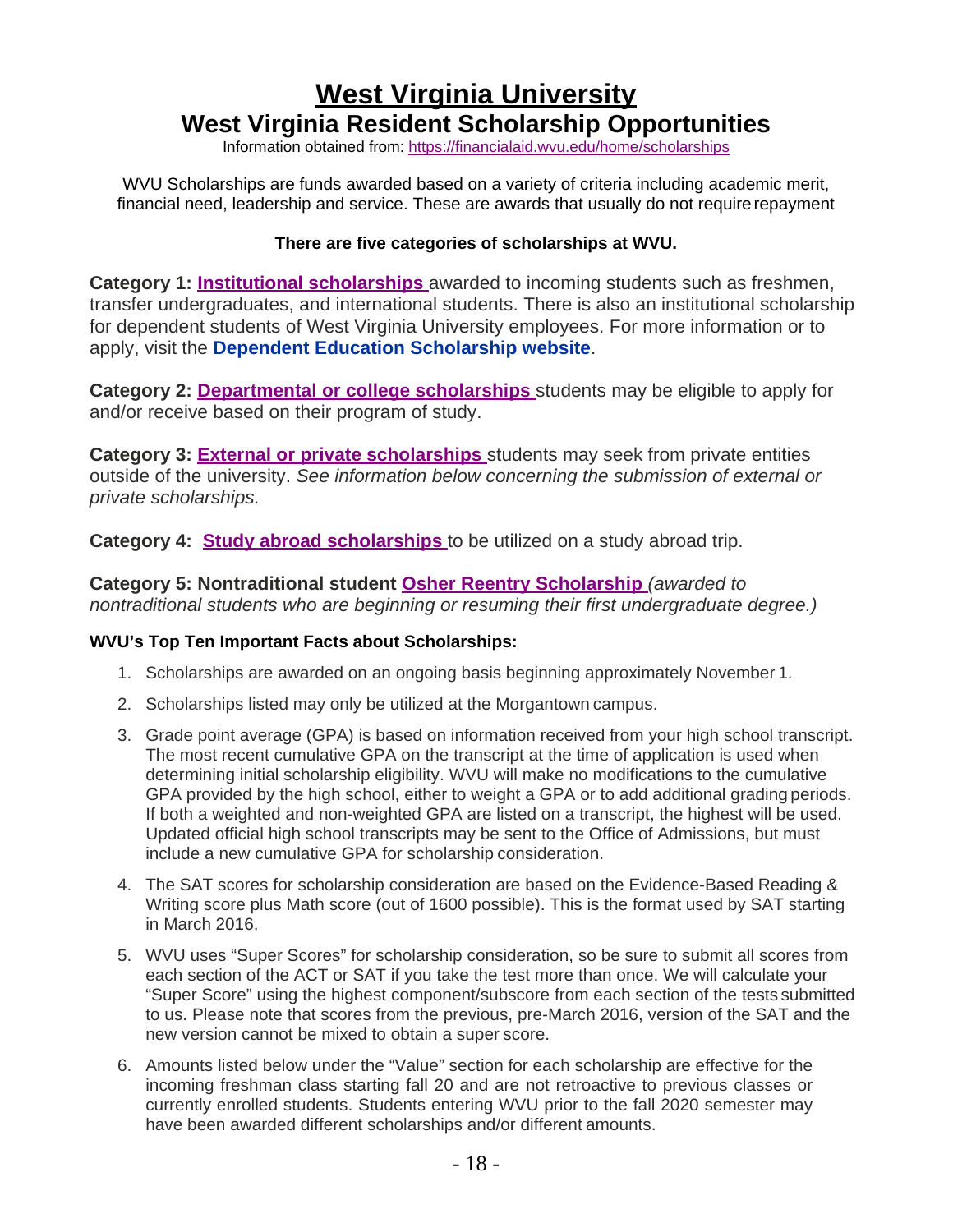# West Virginia University

## West Virginia Resident Scholarship Opportunities

Information obtained from: https://financialaid.wvu.edu/home/scholarships

WVU Scholarships are funds awarded based on a variety of criteria including academic merit, financial need, leadership and service. These are awards that usually do not require repayment

**There are five categories of scholarships at WVU.**

**Category 1: Institutional scholarships** awarded to incoming students such as freshmen, transfer undergraduates, and international students. There is also an institutional scholarship for dependent students of West Virginia University employees. For more information or to apply, visit the **Dependent Education Scholarship website**.

**Category 2: Departmental or college scholarships** students may be eligible to apply for and/or receive based on their program of study.

**Category 3: External or private scholarships** students may seek from private entities outside of the university. *See information below concerning the submission of external or private scholarships.*

**Category 4: Study abroad scholarships** to be utilized on a study abroad trip.

**Category 5: Nontraditional student Osher Reentry Scholarship** *(awarded to nontraditional students who are beginning or resuming their first undergraduate degree.)*

**WVU's Top Ten Important Facts about Scholarships:**

1. Scholarships are awarded on an ongoing basis beginning approximately November 1.
2. Scholarships listed may only be utilized at the Morgantown campus.
3. Grade point average (GPA) is based on information received from your high school transcript. The most recent cumulative GPA on the transcript at the time of application is used when determining initial scholarship eligibility. WVU will make no modifications to the cumulative GPA provided by the high school, either to weight a GPA or to add additional grading periods. If both a weighted and non-weighted GPA are listed on a transcript, the highest will be used. Updated official high school transcripts may be sent to the Office of Admissions, but must include a new cumulative GPA for scholarship consideration.
4. The SAT scores for scholarship consideration are based on the Evidence-Based Reading & Writing score plus Math score (out of 1600 possible). This is the format used by SAT starting in March 2016.
5. WVU uses "Super Scores" for scholarship consideration, so be sure to submit all scores from each section of the ACT or SAT if you take the test more than once. We will calculate your "Super Score" using the highest component/subscore from each section of the tests submitted to us. Please note that scores from the previous, pre-March 2016, version of the SAT and the new version cannot be mixed to obtain a super score.
6. Amounts listed below under the "Value" section for each scholarship are effective for the incoming freshman class starting fall 20 and are not retroactive to previous classes or currently enrolled students. Students entering WVU prior to the fall 2020 semester may have been awarded different scholarships and/or different amounts.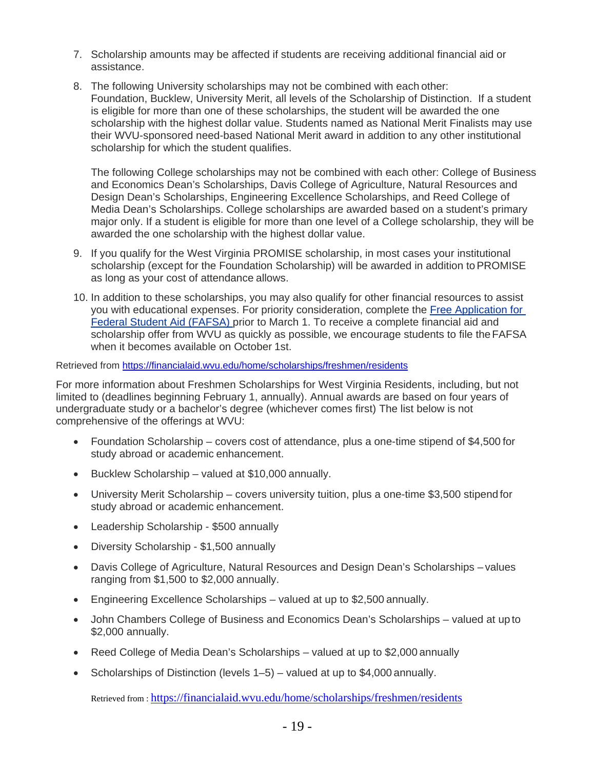7. Scholarship amounts may be affected if students are receiving additional financial aid or assistance.

8. The following University scholarships may not be combined with each other: Foundation, Bucklew, University Merit, all levels of the Scholarship of Distinction. If a student is eligible for more than one of these scholarships, the student will be awarded the one scholarship with the highest dollar value. Students named as National Merit Finalists may use their WVU-sponsored need-based National Merit award in addition to any other institutional scholarship for which the student qualifies.

   The following College scholarships may not be combined with each other: College of Business and Economics Dean's Scholarships, Davis College of Agriculture, Natural Resources and Design Dean's Scholarships, Engineering Excellence Scholarships, and Reed College of Media Dean's Scholarships. College scholarships are awarded based on a student's primary major only. If a student is eligible for more than one level of a College scholarship, they will be awarded the one scholarship with the highest dollar value.

9. If you qualify for the West Virginia PROMISE scholarship, in most cases your institutional scholarship (except for the Foundation Scholarship) will be awarded in addition to PROMISE as long as your cost of attendance allows.

10. In addition to these scholarships, you may also qualify for other financial resources to assist you with educational expenses. For priority consideration, complete the [Free Application for Federal Student Aid (FAFSA)](#) prior to March 1. To receive a complete financial aid and scholarship offer from WVU as quickly as possible, we encourage students to file the FAFSA when it becomes available on October 1st.

Retrieved from https://financialaid.wvu.edu/home/scholarships/freshmen/residents

For more information about Freshmen Scholarships for West Virginia Residents, including, but not limited to (deadlines beginning February 1, annually). Annual awards are based on four years of undergraduate study or a bachelor's degree (whichever comes first) The list below is not comprehensive of the offerings at WVU:

- Foundation Scholarship – covers cost of attendance, plus a one-time stipend of $4,500 for study abroad or academic enhancement.
- Bucklew Scholarship – valued at $10,000 annually.
- University Merit Scholarship – covers university tuition, plus a one-time $3,500 stipend for study abroad or academic enhancement.
- Leadership Scholarship - $500 annually
- Diversity Scholarship - $1,500 annually
- Davis College of Agriculture, Natural Resources and Design Dean's Scholarships – values ranging from $1,500 to $2,000 annually.
- Engineering Excellence Scholarships – valued at up to $2,500 annually.
- John Chambers College of Business and Economics Dean's Scholarships – valued at up to $2,000 annually.
- Reed College of Media Dean's Scholarships – valued at up to $2,000 annually
- Scholarships of Distinction (levels 1–5) – valued at up to $4,000 annually.

Retrieved from : https://financialaid.wvu.edu/home/scholarships/freshmen/residents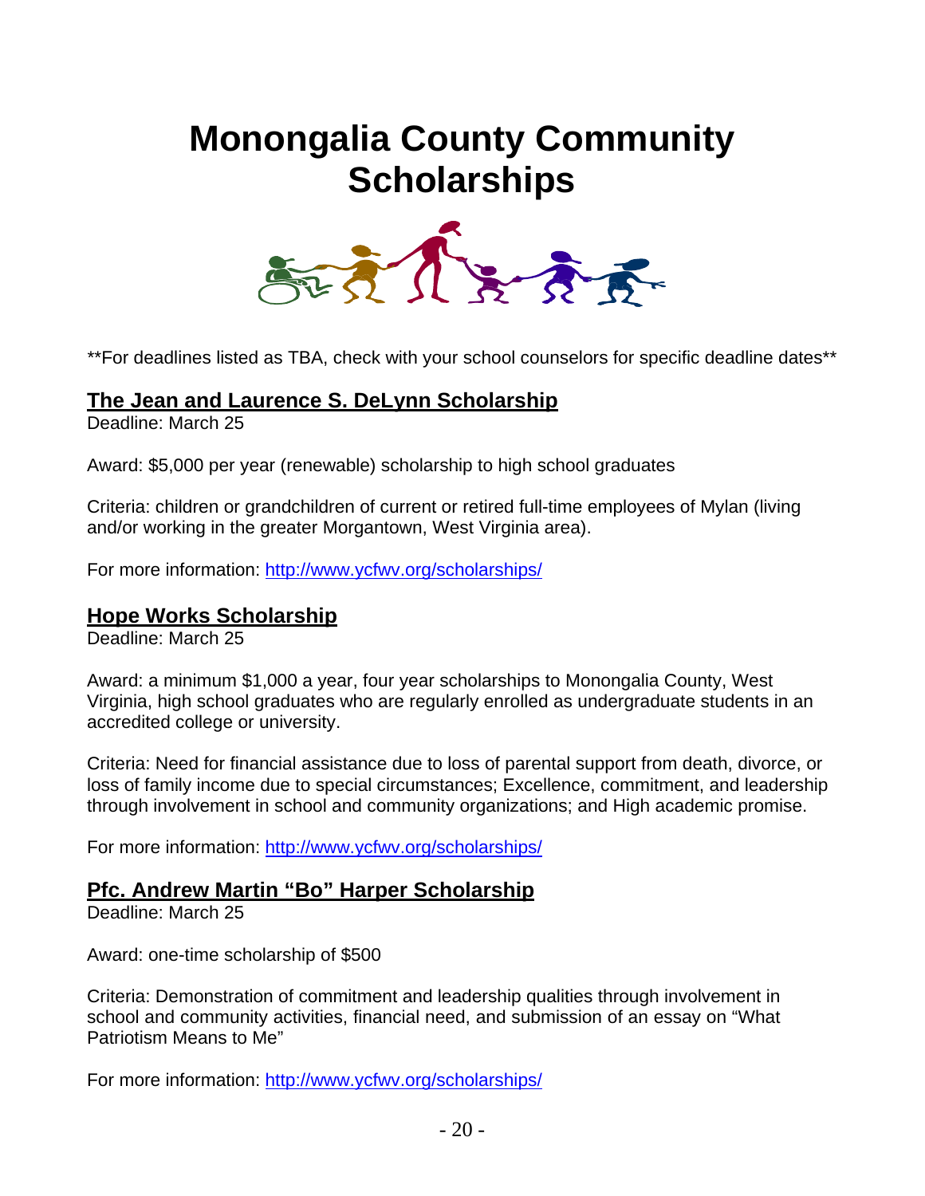# Monongalia County Community Scholarships

**For deadlines listed as TBA, check with your school counselors for specific deadline dates**

## The Jean and Laurence S. DeLynn Scholarship

Deadline: March 25

Award: $5,000 per year (renewable) scholarship to high school graduates

Criteria: children or grandchildren of current or retired full-time employees of Mylan (living and/or working in the greater Morgantown, West Virginia area).

For more information: http://www.ycfwv.org/scholarships/

## Hope Works Scholarship

Deadline: March 25

Award: a minimum $1,000 a year, four year scholarships to Monongalia County, West Virginia, high school graduates who are regularly enrolled as undergraduate students in an accredited college or university.

Criteria: Need for financial assistance due to loss of parental support from death, divorce, or loss of family income due to special circumstances; Excellence, commitment, and leadership through involvement in school and community organizations; and High academic promise.

For more information: http://www.ycfwv.org/scholarships/

## Pfc. Andrew Martin "Bo" Harper Scholarship

Deadline: March 25

Award: one-time scholarship of $500

Criteria: Demonstration of commitment and leadership qualities through involvement in school and community activities, financial need, and submission of an essay on "What Patriotism Means to Me"

For more information: http://www.ycfwv.org/scholarships/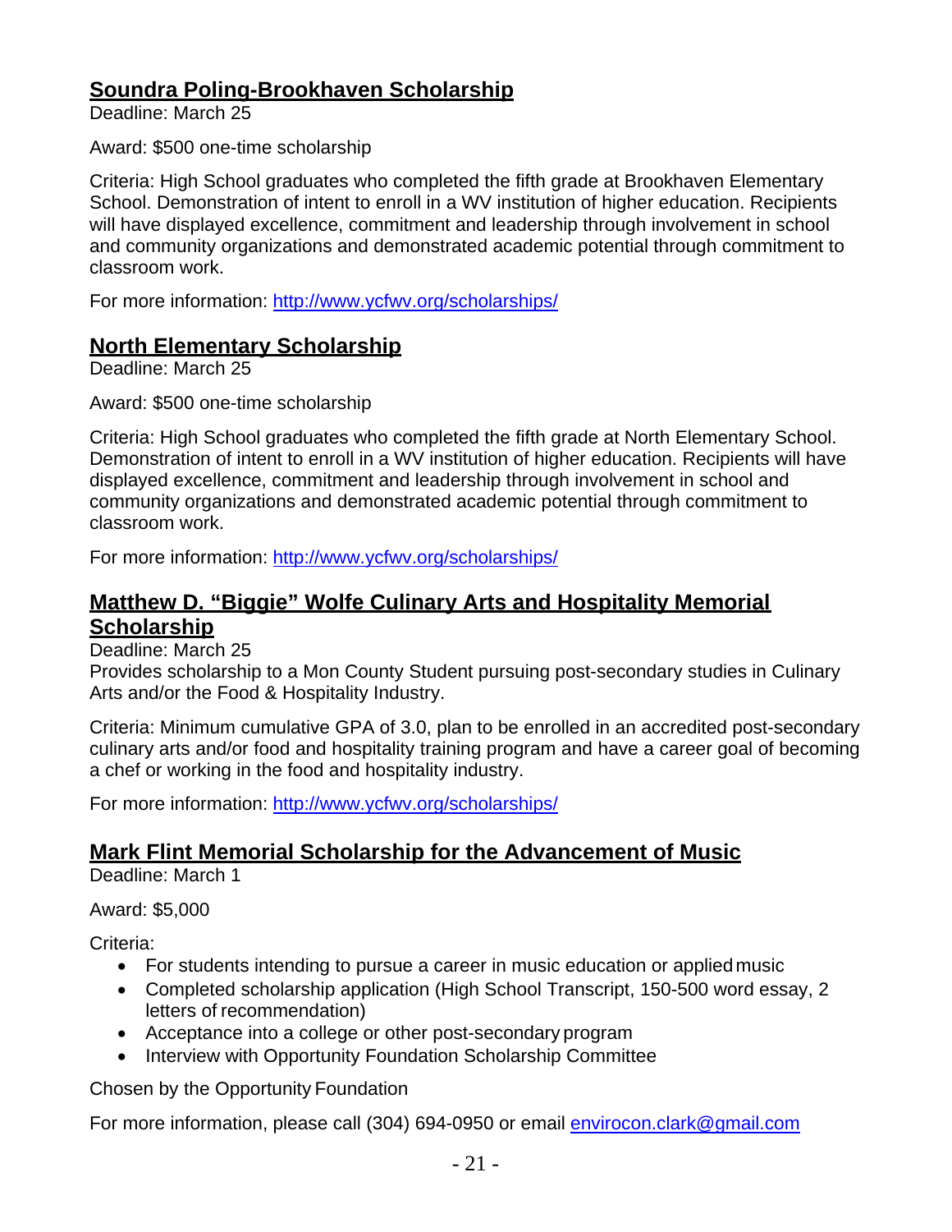## Soundra Poling-Brookhaven Scholarship

Deadline: March 25

Award: $500 one-time scholarship

Criteria: High School graduates who completed the fifth grade at Brookhaven Elementary School. Demonstration of intent to enroll in a WV institution of higher education. Recipients will have displayed excellence, commitment and leadership through involvement in school and community organizations and demonstrated academic potential through commitment to classroom work.

For more information: http://www.ycfwv.org/scholarships/

## North Elementary Scholarship

Deadline: March 25

Award: $500 one-time scholarship

Criteria: High School graduates who completed the fifth grade at North Elementary School. Demonstration of intent to enroll in a WV institution of higher education. Recipients will have displayed excellence, commitment and leadership through involvement in school and community organizations and demonstrated academic potential through commitment to classroom work.

For more information: http://www.ycfwv.org/scholarships/

## Matthew D. "Biggie" Wolfe Culinary Arts and Hospitality Memorial Scholarship

Deadline: March 25

Provides scholarship to a Mon County Student pursuing post-secondary studies in Culinary Arts and/or the Food & Hospitality Industry.

Criteria: Minimum cumulative GPA of 3.0, plan to be enrolled in an accredited post-secondary culinary arts and/or food and hospitality training program and have a career goal of becoming a chef or working in the food and hospitality industry.

For more information: http://www.ycfwv.org/scholarships/

## Mark Flint Memorial Scholarship for the Advancement of Music

Deadline: March 1

Award: $5,000

Criteria:

- For students intending to pursue a career in music education or applied music
- Completed scholarship application (High School Transcript, 150-500 word essay, 2 letters of recommendation)
- Acceptance into a college or other post-secondary program
- Interview with Opportunity Foundation Scholarship Committee

Chosen by the Opportunity Foundation

For more information, please call (304) 694-0950 or email envirocon.clark@gmail.com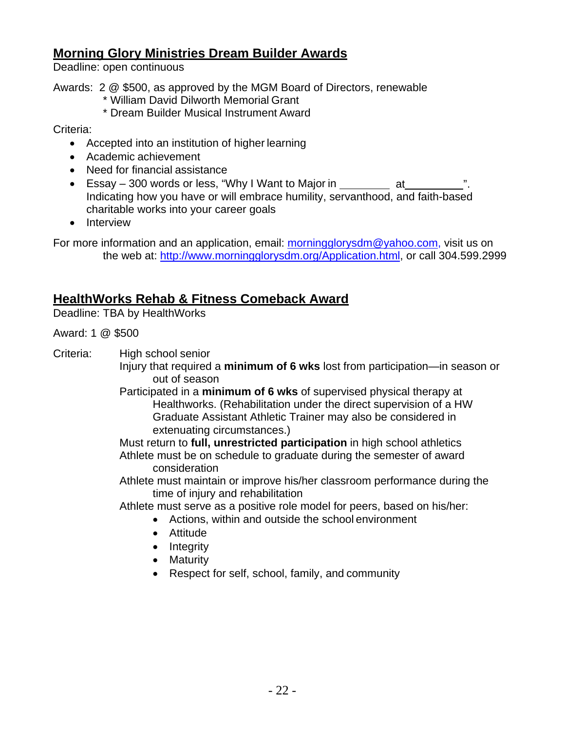## Morning Glory Ministries Dream Builder Awards

Deadline: open continuous

Awards: 2 @ $500, as approved by the MGM Board of Directors, renewable
* William David Dilworth Memorial Grant
* Dream Builder Musical Instrument Award

Criteria:

- Accepted into an institution of higher learning
- Academic achievement
- Need for financial assistance
- Essay – 300 words or less, "Why I Want to Major in ________ at __________". Indicating how you have or will embrace humility, servanthood, and faith-based charitable works into your career goals
- Interview

For more information and an application, email: morningglorysdm@yahoo.com, visit us on the web at: http://www.morningglorysdm.org/Application.html, or call 304.599.2999

## HealthWorks Rehab & Fitness Comeback Award

Deadline: TBA by HealthWorks

Award: 1 @ $500

Criteria:

High school senior

Injury that required a **minimum of 6 wks** lost from participation—in season or out of season

Participated in a **minimum of 6 wks** of supervised physical therapy at Healthworks. (Rehabilitation under the direct supervision of a HW Graduate Assistant Athletic Trainer may also be considered in extenuating circumstances.)

Must return to **full, unrestricted participation** in high school athletics

Athlete must be on schedule to graduate during the semester of award consideration

Athlete must maintain or improve his/her classroom performance during the time of injury and rehabilitation

Athlete must serve as a positive role model for peers, based on his/her:

- Actions, within and outside the school environment
- Attitude
- Integrity
- Maturity
- Respect for self, school, family, and community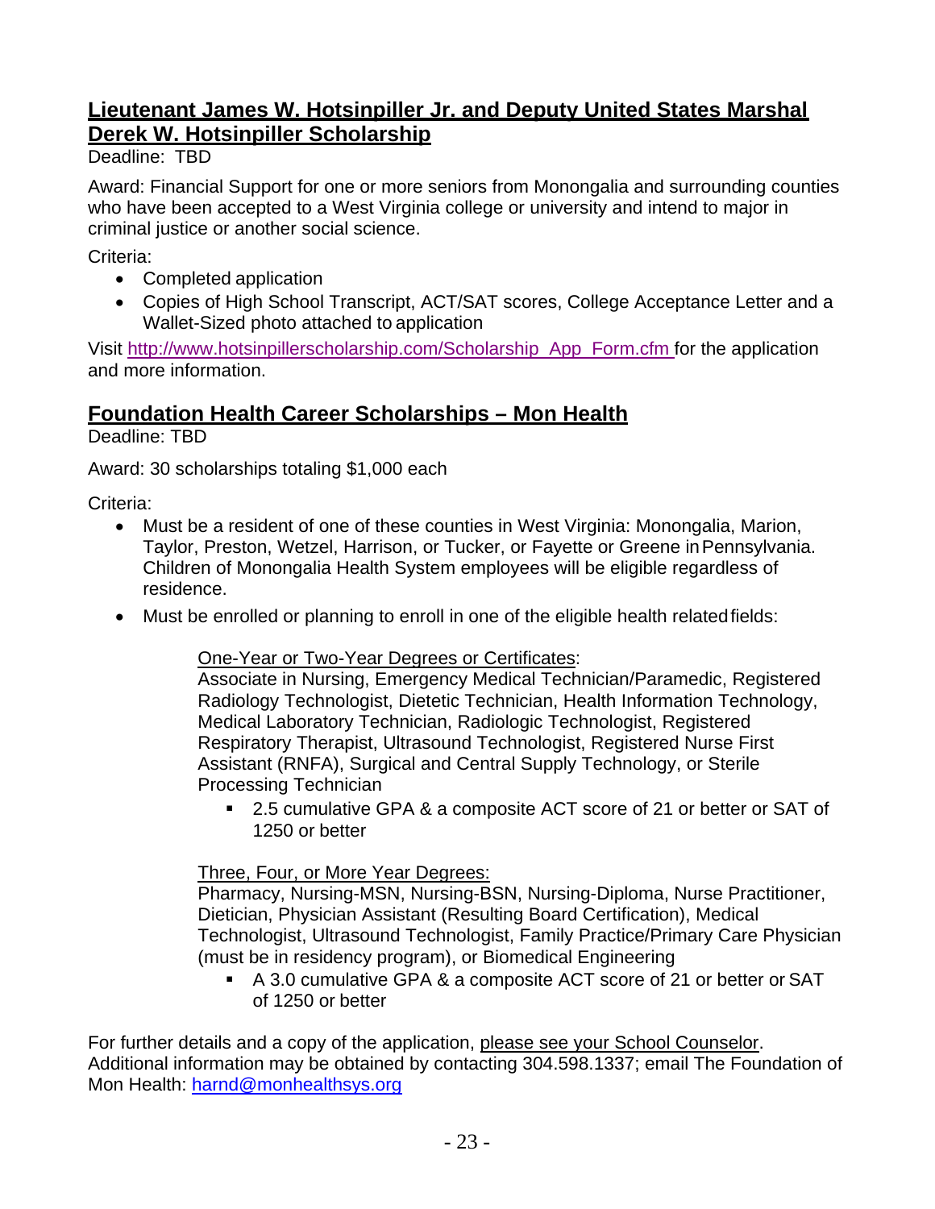## Lieutenant James W. Hotsinpiller Jr. and Deputy United States Marshal Derek W. Hotsinpiller Scholarship

Deadline: TBD

Award: Financial Support for one or more seniors from Monongalia and surrounding counties who have been accepted to a West Virginia college or university and intend to major in criminal justice or another social science.

Criteria:

- Completed application
- Copies of High School Transcript, ACT/SAT scores, College Acceptance Letter and a Wallet-Sized photo attached to application

Visit http://www.hotsinpillerscholarship.com/Scholarship_App_Form.cfm for the application and more information.

## Foundation Health Career Scholarships – Mon Health

Deadline: TBD

Award: 30 scholarships totaling $1,000 each

Criteria:

- Must be a resident of one of these counties in West Virginia: Monongalia, Marion, Taylor, Preston, Wetzel, Harrison, or Tucker, or Fayette or Greene in Pennsylvania. Children of Monongalia Health System employees will be eligible regardless of residence.
- Must be enrolled or planning to enroll in one of the eligible health related fields:

  One-Year or Two-Year Degrees or Certificates:
  Associate in Nursing, Emergency Medical Technician/Paramedic, Registered Radiology Technologist, Dietetic Technician, Health Information Technology, Medical Laboratory Technician, Radiologic Technologist, Registered Respiratory Therapist, Ultrasound Technologist, Registered Nurse First Assistant (RNFA), Surgical and Central Supply Technology, or Sterile Processing Technician

  - 2.5 cumulative GPA & a composite ACT score of 21 or better or SAT of 1250 or better

  Three, Four, or More Year Degrees:
  Pharmacy, Nursing-MSN, Nursing-BSN, Nursing-Diploma, Nurse Practitioner, Dietician, Physician Assistant (Resulting Board Certification), Medical Technologist, Ultrasound Technologist, Family Practice/Primary Care Physician (must be in residency program), or Biomedical Engineering

  - A 3.0 cumulative GPA & a composite ACT score of 21 or better or SAT of 1250 or better

For further details and a copy of the application, please see your School Counselor. Additional information may be obtained by contacting 304.598.1337; email The Foundation of Mon Health: harnd@monhealthsys.org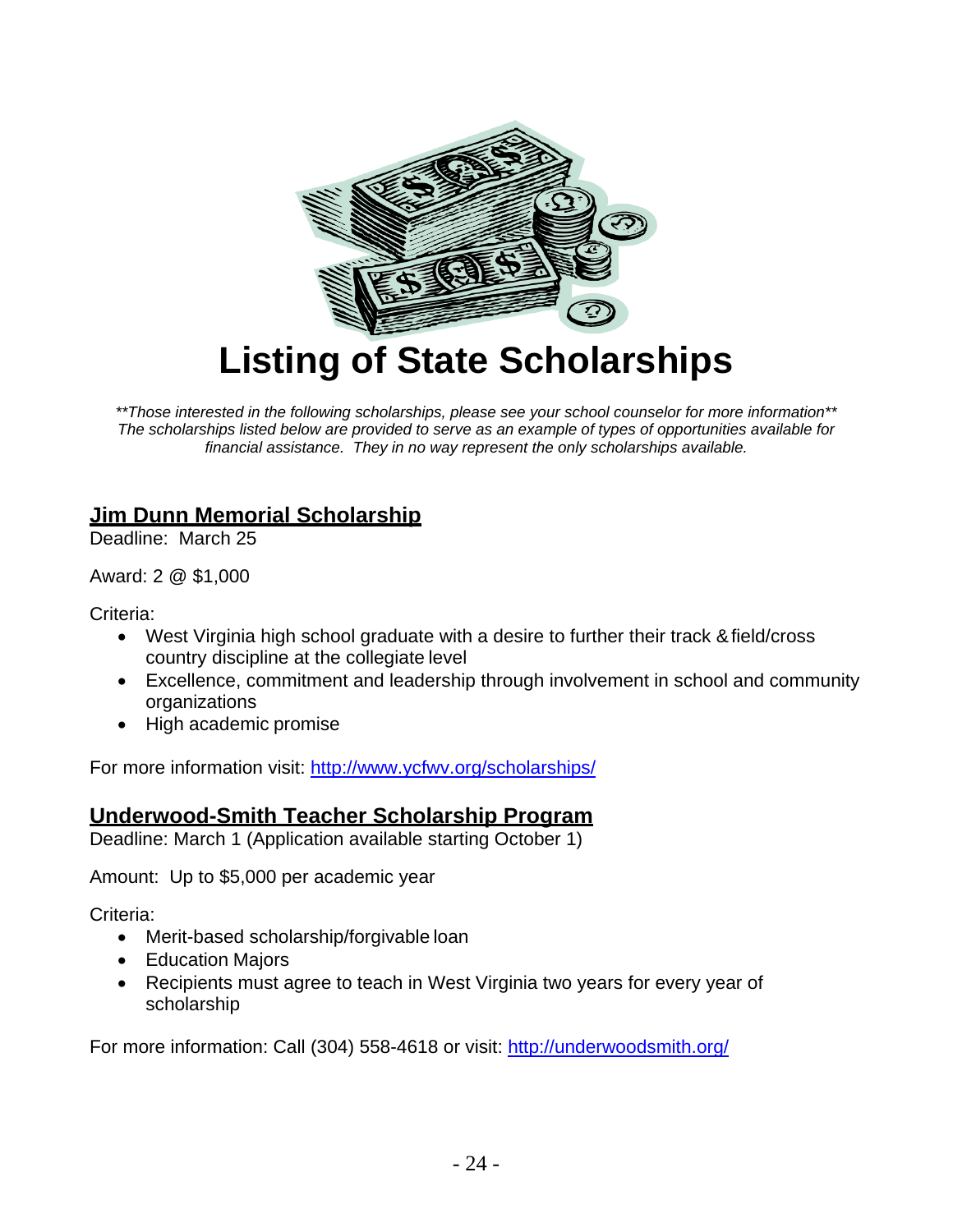# Listing of State Scholarships

*\*\*Those interested in the following scholarships, please see your school counselor for more information\*\**
*The scholarships listed below are provided to serve as an example of types of opportunities available for financial assistance. They in no way represent the only scholarships available.*

## Jim Dunn Memorial Scholarship

Deadline: March 25

Award: 2 @ $1,000

Criteria:

- West Virginia high school graduate with a desire to further their track & field/cross country discipline at the collegiate level
- Excellence, commitment and leadership through involvement in school and community organizations
- High academic promise

For more information visit: http://www.ycfwv.org/scholarships/

## Underwood-Smith Teacher Scholarship Program

Deadline: March 1 (Application available starting October 1)

Amount: Up to $5,000 per academic year

Criteria:

- Merit-based scholarship/forgivable loan
- Education Majors
- Recipients must agree to teach in West Virginia two years for every year of scholarship

For more information: Call (304) 558-4618 or visit: http://underwoodsmith.org/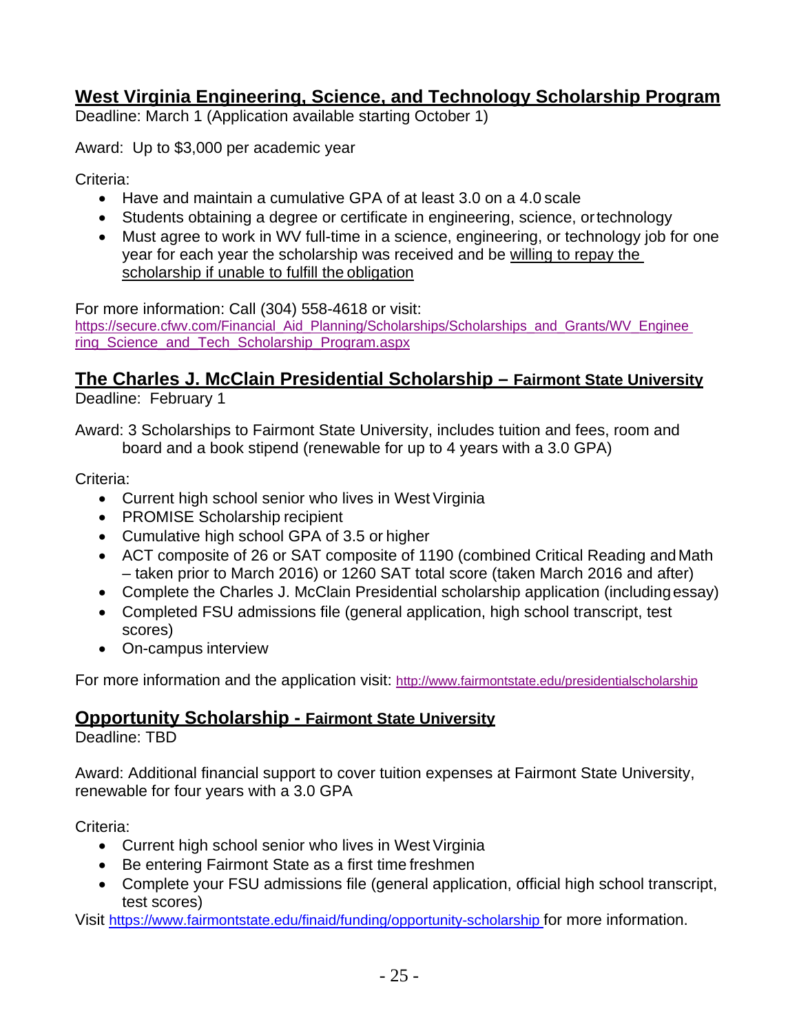## West Virginia Engineering, Science, and Technology Scholarship Program

Deadline: March 1 (Application available starting October 1)

Award: Up to $3,000 per academic year

Criteria:

- Have and maintain a cumulative GPA of at least 3.0 on a 4.0 scale
- Students obtaining a degree or certificate in engineering, science, or technology
- Must agree to work in WV full-time in a science, engineering, or technology job for one year for each year the scholarship was received and be willing to repay the scholarship if unable to fulfill the obligation

For more information: Call (304) 558-4618 or visit:
https://secure.cfwv.com/Financial_Aid_Planning/Scholarships/Scholarships_and_Grants/WV_Engineering_Science_and_Tech_Scholarship_Program.aspx

## The Charles J. McClain Presidential Scholarship – Fairmont State University

Deadline: February 1

Award: 3 Scholarships to Fairmont State University, includes tuition and fees, room and board and a book stipend (renewable for up to 4 years with a 3.0 GPA)

Criteria:

- Current high school senior who lives in West Virginia
- PROMISE Scholarship recipient
- Cumulative high school GPA of 3.5 or higher
- ACT composite of 26 or SAT composite of 1190 (combined Critical Reading and Math – taken prior to March 2016) or 1260 SAT total score (taken March 2016 and after)
- Complete the Charles J. McClain Presidential scholarship application (including essay)
- Completed FSU admissions file (general application, high school transcript, test scores)
- On-campus interview

For more information and the application visit: http://www.fairmontstate.edu/presidentialscholarship

## Opportunity Scholarship - Fairmont State University

Deadline: TBD

Award: Additional financial support to cover tuition expenses at Fairmont State University, renewable for four years with a 3.0 GPA

Criteria:

- Current high school senior who lives in West Virginia
- Be entering Fairmont State as a first time freshmen
- Complete your FSU admissions file (general application, official high school transcript, test scores)

Visit https://www.fairmontstate.edu/finaid/funding/opportunity-scholarship for more information.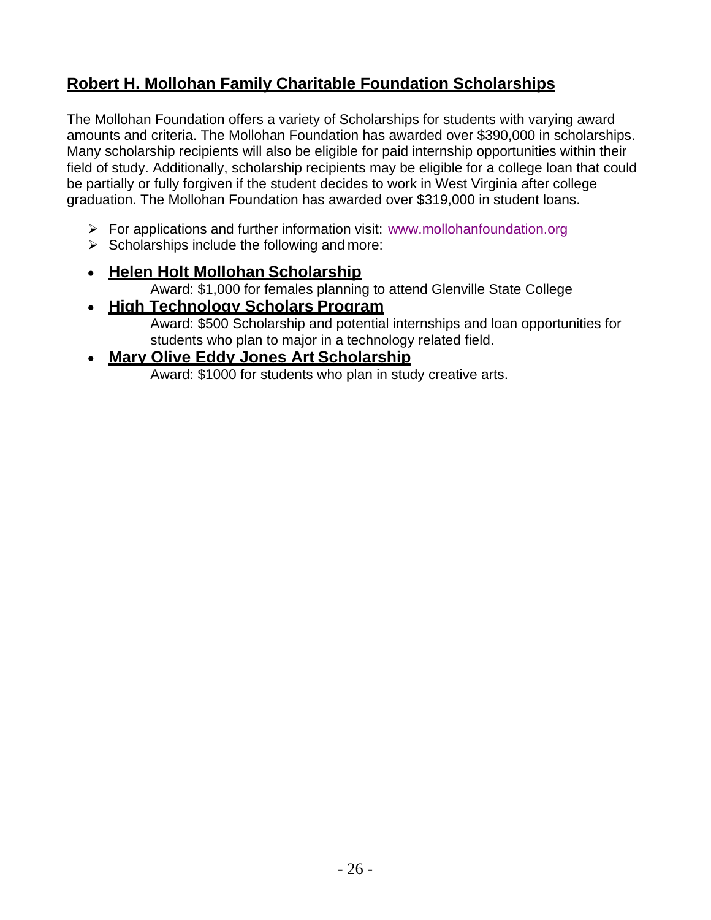## Robert H. Mollohan Family Charitable Foundation Scholarships

The Mollohan Foundation offers a variety of Scholarships for students with varying award amounts and criteria. The Mollohan Foundation has awarded over $390,000 in scholarships. Many scholarship recipients will also be eligible for paid internship opportunities within their field of study. Additionally, scholarship recipients may be eligible for a college loan that could be partially or fully forgiven if the student decides to work in West Virginia after college graduation. The Mollohan Foundation has awarded over $319,000 in student loans.

- For applications and further information visit: [www.mollohanfoundation.org](http://www.mollohanfoundation.org)
- Scholarships include the following and more:

- **Helen Holt Mollohan Scholarship**
  Award: $1,000 for females planning to attend Glenville State College
- **High Technology Scholars Program**
  Award: $500 Scholarship and potential internships and loan opportunities for students who plan to major in a technology related field.
- **Mary Olive Eddy Jones Art Scholarship**
  Award: $1000 for students who plan in study creative arts.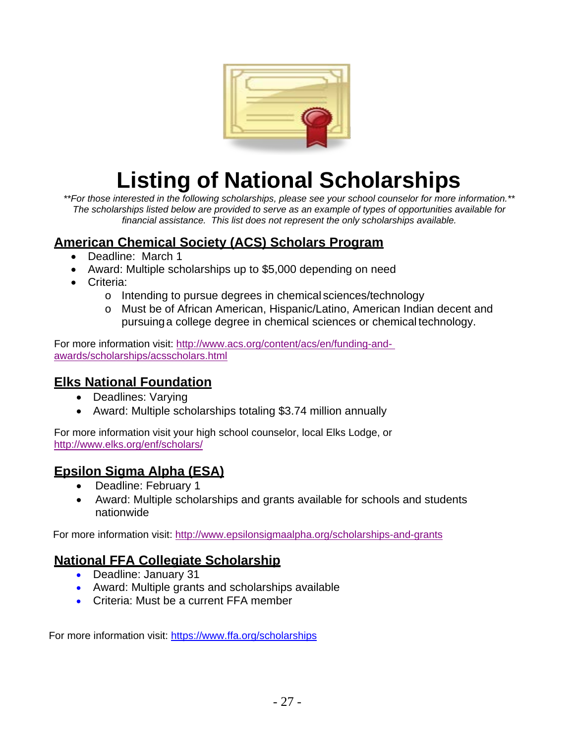# Listing of National Scholarships

*\*\*For those interested in the following scholarships, please see your school counselor for more information.\*\**
*The scholarships listed below are provided to serve as an example of types of opportunities available for financial assistance. This list does not represent the only scholarships available.*

## American Chemical Society (ACS) Scholars Program

- Deadline: March 1
- Award: Multiple scholarships up to $5,000 depending on need
- Criteria:
  - Intending to pursue degrees in chemical sciences/technology
  - Must be of African American, Hispanic/Latino, American Indian decent and pursuing a college degree in chemical sciences or chemical technology.

For more information visit: http://www.acs.org/content/acs/en/funding-and-awards/scholarships/acsscholars.html

## Elks National Foundation

- Deadlines: Varying
- Award: Multiple scholarships totaling $3.74 million annually

For more information visit your high school counselor, local Elks Lodge, or http://www.elks.org/enf/scholars/

## Epsilon Sigma Alpha (ESA)

- Deadline: February 1
- Award: Multiple scholarships and grants available for schools and students nationwide

For more information visit: http://www.epsilonsigmaalpha.org/scholarships-and-grants

## National FFA Collegiate Scholarship

- Deadline: January 31
- Award: Multiple grants and scholarships available
- Criteria: Must be a current FFA member

For more information visit: https://www.ffa.org/scholarships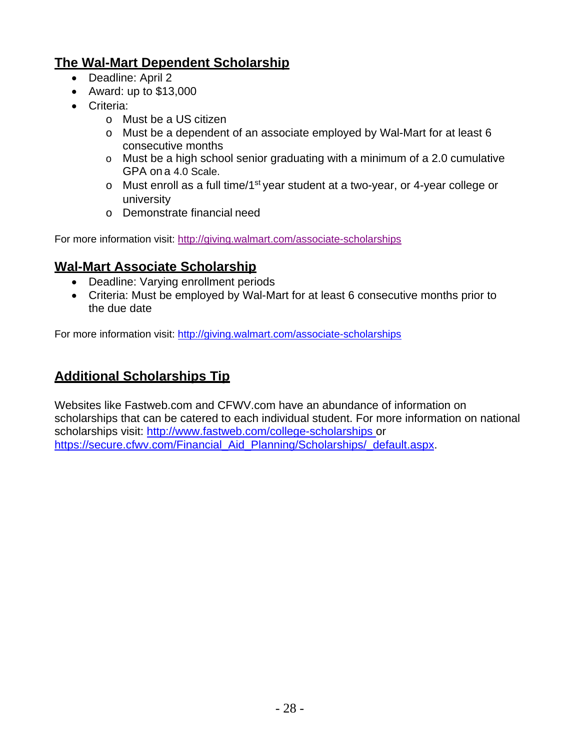## The Wal-Mart Dependent Scholarship

- Deadline: April 2
- Award: up to $13,000
- Criteria:
  - Must be a US citizen
  - Must be a dependent of an associate employed by Wal-Mart for at least 6 consecutive months
  - Must be a high school senior graduating with a minimum of a 2.0 cumulative GPA on a 4.0 Scale.
  - Must enroll as a full time/1st year student at a two-year, or 4-year college or university
  - Demonstrate financial need

For more information visit: http://giving.walmart.com/associate-scholarships

## Wal-Mart Associate Scholarship

- Deadline: Varying enrollment periods
- Criteria: Must be employed by Wal-Mart for at least 6 consecutive months prior to the due date

For more information visit: http://giving.walmart.com/associate-scholarships

## Additional Scholarships Tip

Websites like Fastweb.com and CFWV.com have an abundance of information on scholarships that can be catered to each individual student. For more information on national scholarships visit: http://www.fastweb.com/college-scholarships or https://secure.cfwv.com/Financial_Aid_Planning/Scholarships/_default.aspx.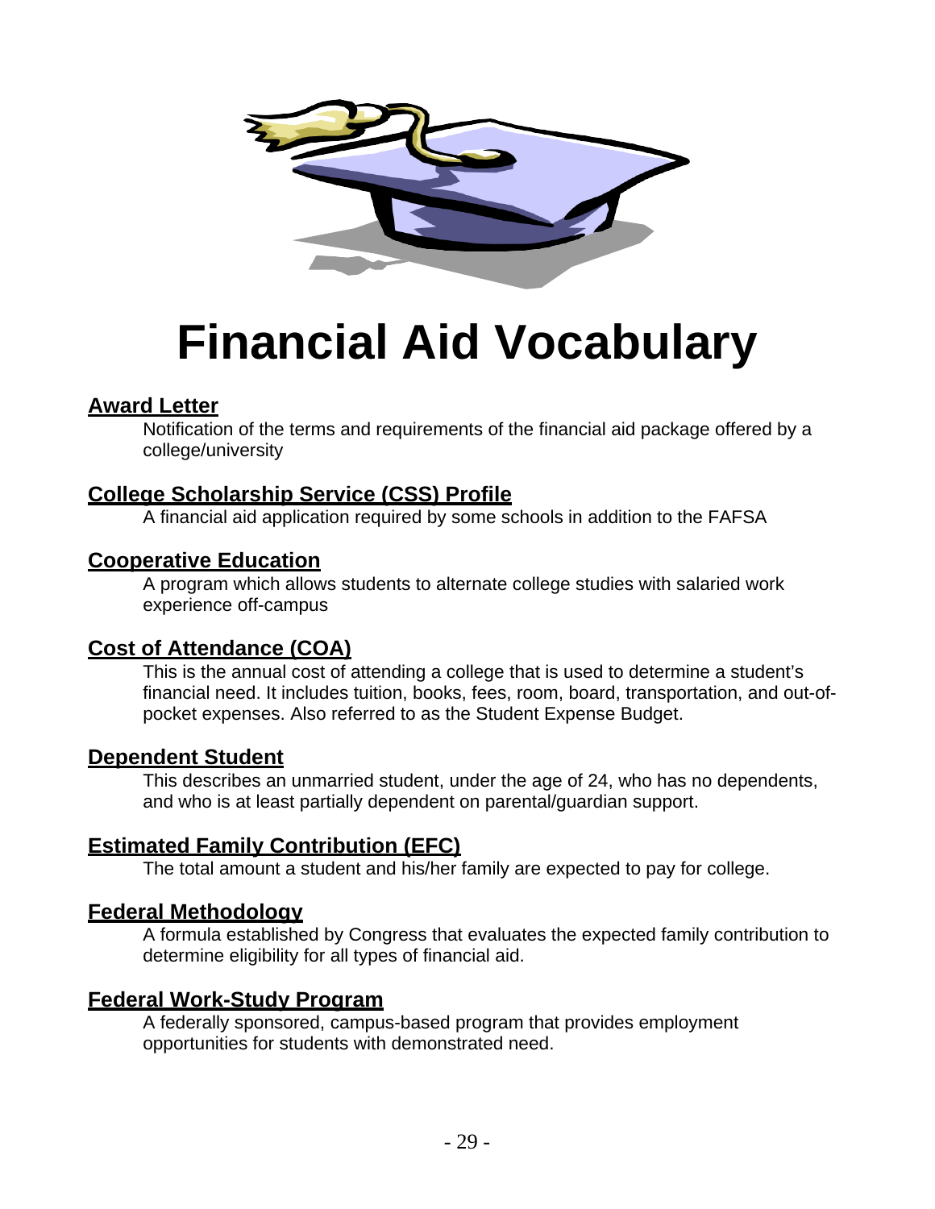# Financial Aid Vocabulary

**Award Letter**

Notification of the terms and requirements of the financial aid package offered by a college/university

**College Scholarship Service (CSS) Profile**

A financial aid application required by some schools in addition to the FAFSA

**Cooperative Education**

A program which allows students to alternate college studies with salaried work experience off-campus

**Cost of Attendance (COA)**

This is the annual cost of attending a college that is used to determine a student's financial need. It includes tuition, books, fees, room, board, transportation, and out-of-pocket expenses. Also referred to as the Student Expense Budget.

**Dependent Student**

This describes an unmarried student, under the age of 24, who has no dependents, and who is at least partially dependent on parental/guardian support.

**Estimated Family Contribution (EFC)**

The total amount a student and his/her family are expected to pay for college.

**Federal Methodology**

A formula established by Congress that evaluates the expected family contribution to determine eligibility for all types of financial aid.

**Federal Work-Study Program**

A federally sponsored, campus-based program that provides employment opportunities for students with demonstrated need.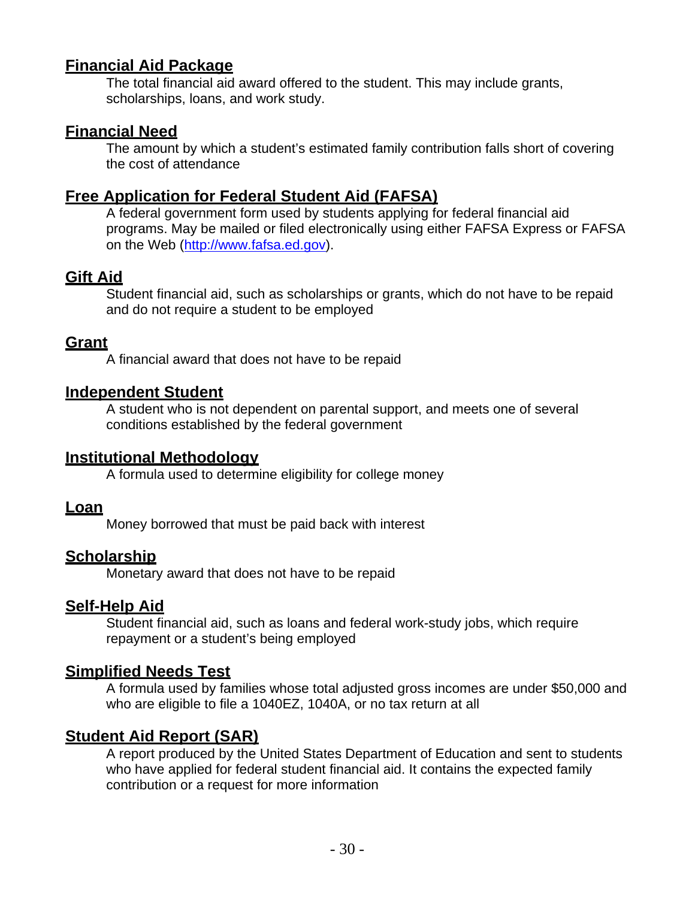## Financial Aid Package

The total financial aid award offered to the student. This may include grants, scholarships, loans, and work study.

## Financial Need

The amount by which a student's estimated family contribution falls short of covering the cost of attendance

## Free Application for Federal Student Aid (FAFSA)

A federal government form used by students applying for federal financial aid programs. May be mailed or filed electronically using either FAFSA Express or FAFSA on the Web (http://www.fafsa.ed.gov).

## Gift Aid

Student financial aid, such as scholarships or grants, which do not have to be repaid and do not require a student to be employed

## Grant

A financial award that does not have to be repaid

## Independent Student

A student who is not dependent on parental support, and meets one of several conditions established by the federal government

## Institutional Methodology

A formula used to determine eligibility for college money

## Loan

Money borrowed that must be paid back with interest

## Scholarship

Monetary award that does not have to be repaid

## Self-Help Aid

Student financial aid, such as loans and federal work-study jobs, which require repayment or a student's being employed

## Simplified Needs Test

A formula used by families whose total adjusted gross incomes are under $50,000 and who are eligible to file a 1040EZ, 1040A, or no tax return at all

## Student Aid Report (SAR)

A report produced by the United States Department of Education and sent to students who have applied for federal student financial aid. It contains the expected family contribution or a request for more information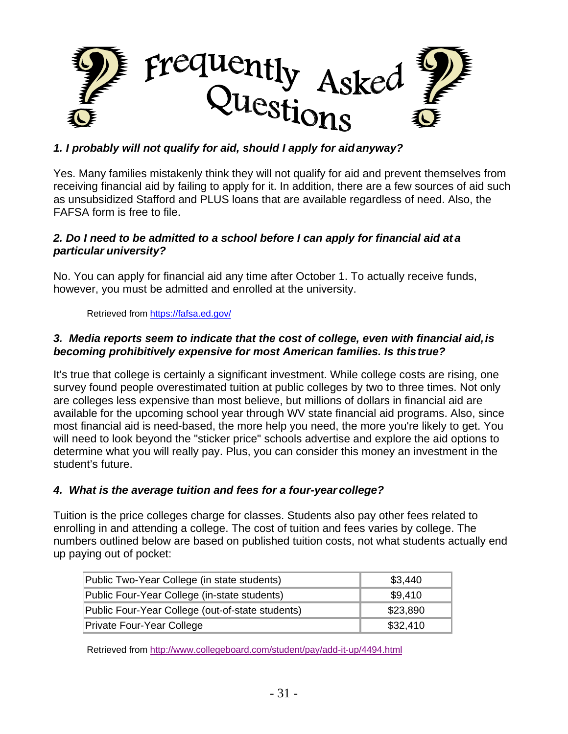# Frequently Asked Questions

***1. I probably will not qualify for aid, should I apply for aid anyway?***

Yes. Many families mistakenly think they will not qualify for aid and prevent themselves from receiving financial aid by failing to apply for it. In addition, there are a few sources of aid such as unsubsidized Stafford and PLUS loans that are available regardless of need. Also, the FAFSA form is free to file.

***2. Do I need to be admitted to a school before I can apply for financial aid at a particular university?***

No. You can apply for financial aid any time after October 1. To actually receive funds, however, you must be admitted and enrolled at the university.

Retrieved from https://fafsa.ed.gov/

***3. Media reports seem to indicate that the cost of college, even with financial aid, is becoming prohibitively expensive for most American families. Is this true?***

It's true that college is certainly a significant investment. While college costs are rising, one survey found people overestimated tuition at public colleges by two to three times. Not only are colleges less expensive than most believe, but millions of dollars in financial aid are available for the upcoming school year through WV state financial aid programs. Also, since most financial aid is need-based, the more help you need, the more you're likely to get. You will need to look beyond the "sticker price" schools advertise and explore the aid options to determine what you will really pay. Plus, you can consider this money an investment in the student's future.

***4. What is the average tuition and fees for a four-year college?***

Tuition is the price colleges charge for classes. Students also pay other fees related to enrolling in and attending a college. The cost of tuition and fees varies by college. The numbers outlined below are based on published tuition costs, not what students actually end up paying out of pocket:

| | |
|---|---|
| Public Two-Year College (in state students) | $3,440 |
| Public Four-Year College (in-state students) | $9,410 |
| Public Four-Year College (out-of-state students) | $23,890 |
| Private Four-Year College | $32,410 |

Retrieved from http://www.collegeboard.com/student/pay/add-it-up/4494.html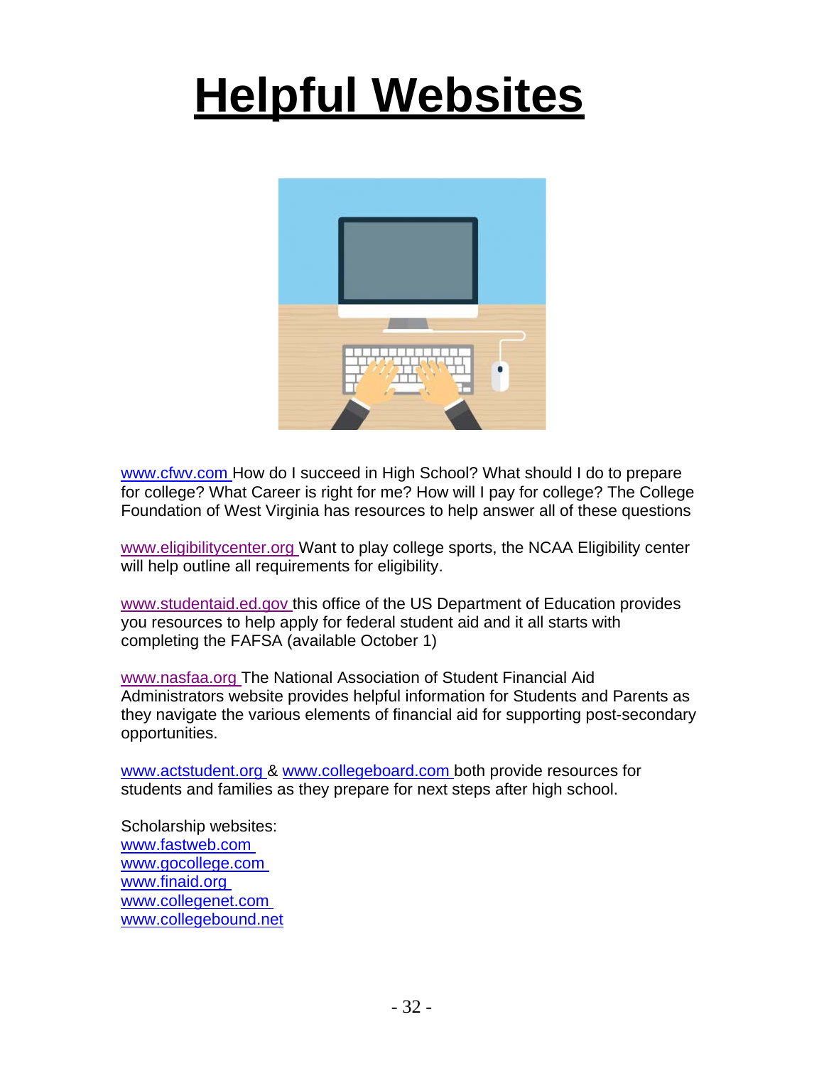# Helpful Websites

www.cfwv.com How do I succeed in High School? What should I do to prepare for college? What Career is right for me? How will I pay for college? The College Foundation of West Virginia has resources to help answer all of these questions

www.eligibilitycenter.org Want to play college sports, the NCAA Eligibility center will help outline all requirements for eligibility.

www.studentaid.ed.gov this office of the US Department of Education provides you resources to help apply for federal student aid and it all starts with completing the FAFSA (available October 1)

www.nasfaa.org The National Association of Student Financial Aid Administrators website provides helpful information for Students and Parents as they navigate the various elements of financial aid for supporting post-secondary opportunities.

www.actstudent.org & www.collegeboard.com both provide resources for students and families as they prepare for next steps after high school.

Scholarship websites:
www.fastweb.com
www.gocollege.com
www.finaid.org
www.collegenet.com
www.collegebound.net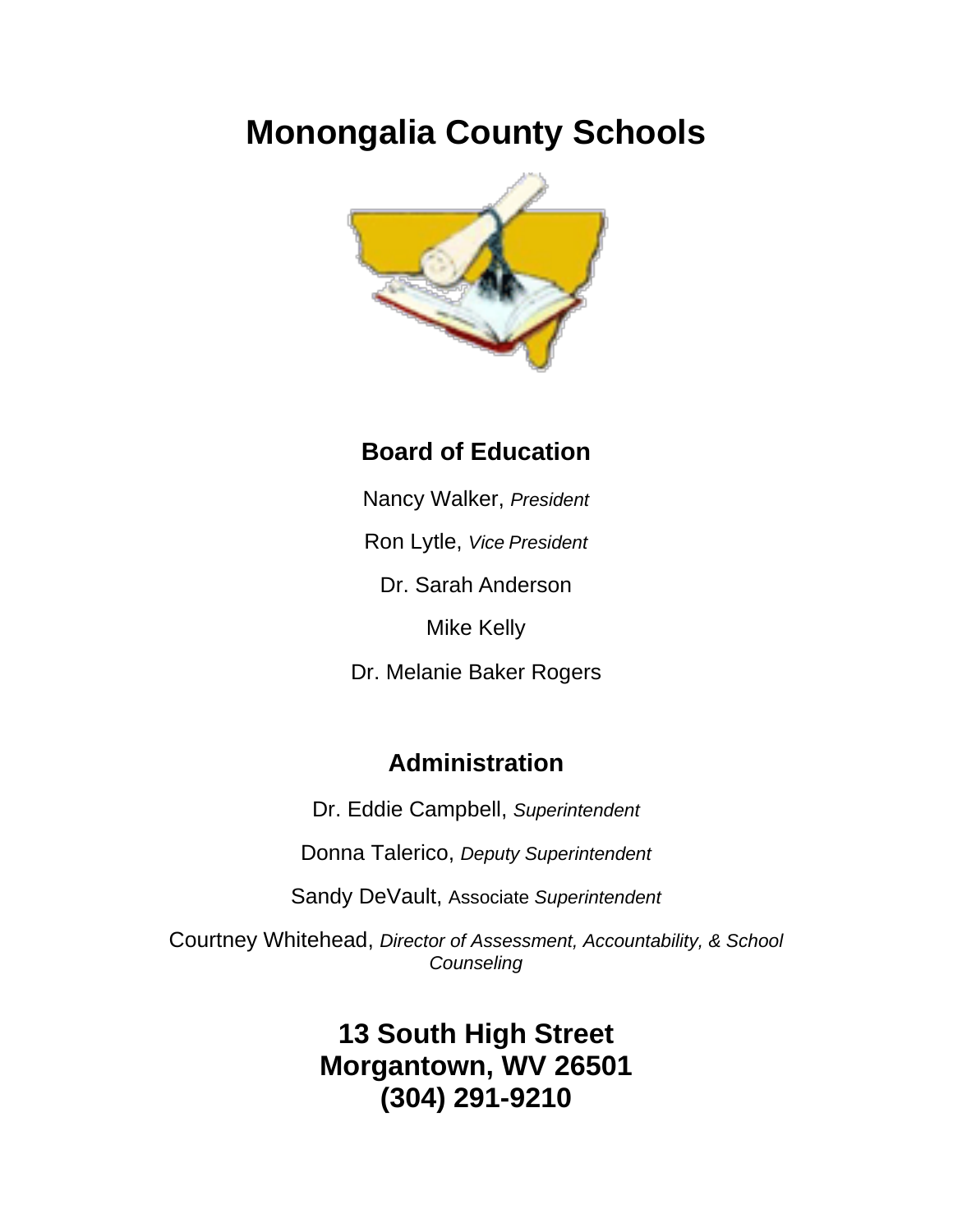# Monongalia County Schools

## Board of Education

Nancy Walker, *President*

Ron Lytle, *Vice President*

Dr. Sarah Anderson

Mike Kelly

Dr. Melanie Baker Rogers

## Administration

Dr. Eddie Campbell, *Superintendent*

Donna Talerico, *Deputy Superintendent*

Sandy DeVault, Associate *Superintendent*

Courtney Whitehead, *Director of Assessment, Accountability, & School Counseling*

**13 South High Street**
**Morgantown, WV 26501**
**(304) 291-9210**